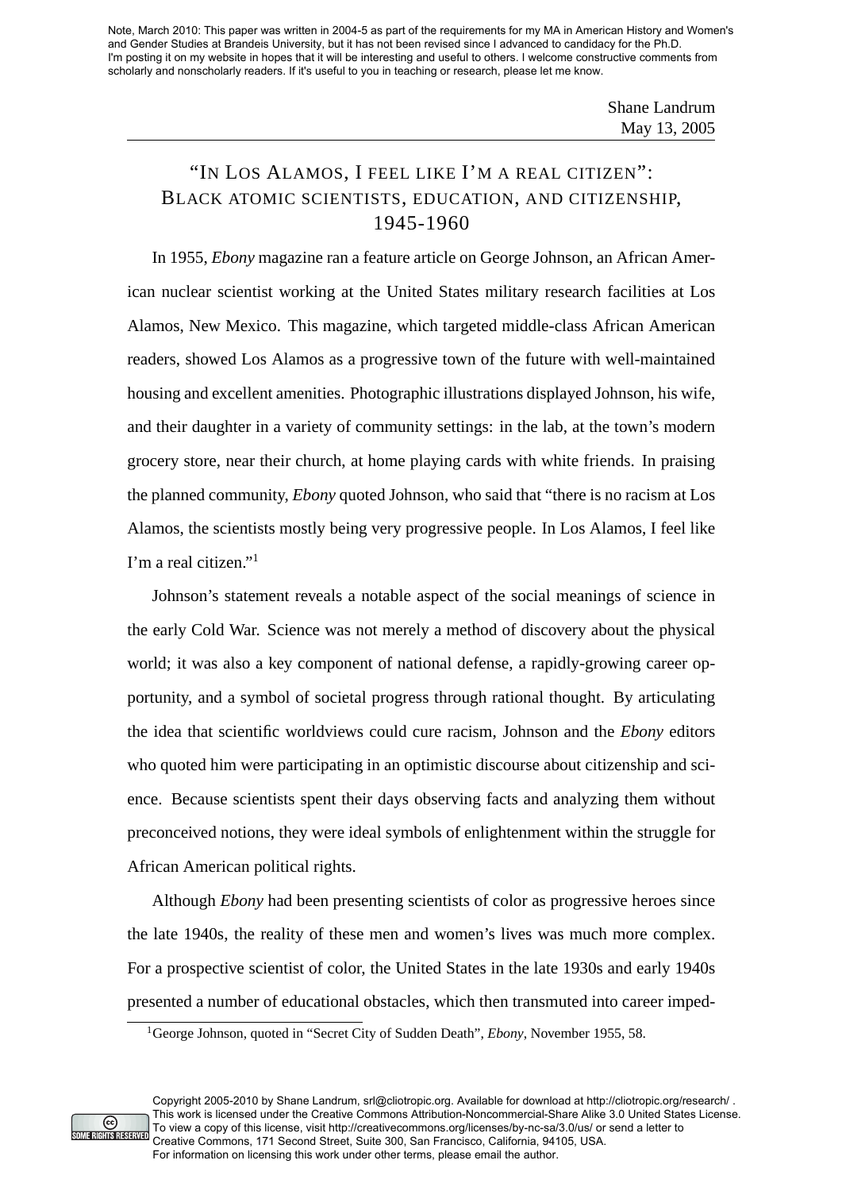Note, March 2010: This paper was written in 2004-5 as part of the requirements for my MA in American History and Women's and Gender Studies at Brandeis University, but it has not been revised since I advanced to candidacy for the Ph.D. I'm posting it on my website in hopes that it will be interesting and useful to others. I welcome constructive comments from scholarly and nonscholarly readers. If it's useful to you in teaching or research, please let me know.

Shane Landrum
May 13, 2005

# "In Los Alamos, I feel like I'm a real citizen": Black atomic scientists, education, and citizenship, 1945-1960

In 1955, *Ebony* magazine ran a feature article on George Johnson, an African American nuclear scientist working at the United States military research facilities at Los Alamos, New Mexico. This magazine, which targeted middle-class African American readers, showed Los Alamos as a progressive town of the future with well-maintained housing and excellent amenities. Photographic illustrations displayed Johnson, his wife, and their daughter in a variety of community settings: in the lab, at the town's modern grocery store, near their church, at home playing cards with white friends. In praising the planned community, *Ebony* quoted Johnson, who said that "there is no racism at Los Alamos, the scientists mostly being very progressive people. In Los Alamos, I feel like I'm a real citizen."[1]

Johnson's statement reveals a notable aspect of the social meanings of science in the early Cold War. Science was not merely a method of discovery about the physical world; it was also a key component of national defense, a rapidly-growing career opportunity, and a symbol of societal progress through rational thought. By articulating the idea that scientific worldviews could cure racism, Johnson and the *Ebony* editors who quoted him were participating in an optimistic discourse about citizenship and science. Because scientists spent their days observing facts and analyzing them without preconceived notions, they were ideal symbols of enlightenment within the struggle for African American political rights.

Although *Ebony* had been presenting scientists of color as progressive heroes since the late 1940s, the reality of these men and women's lives was much more complex. For a prospective scientist of color, the United States in the late 1930s and early 1940s presented a number of educational obstacles, which then transmuted into career imped-

[1] George Johnson, quoted in "Secret City of Sudden Death", *Ebony*, November 1955, 58.

Copyright 2005-2010 by Shane Landrum, srl@cliotropic.org. Available for download at http://cliotropic.org/research/ . This work is licensed under the Creative Commons Attribution-Noncommercial-Share Alike 3.0 United States License. To view a copy of this license, visit http://creativecommons.org/licenses/by-nc-sa/3.0/us/ or send a letter to Creative Commons, 171 Second Street, Suite 300, San Francisco, California, 94105, USA. For information on licensing this work under other terms, please email the author.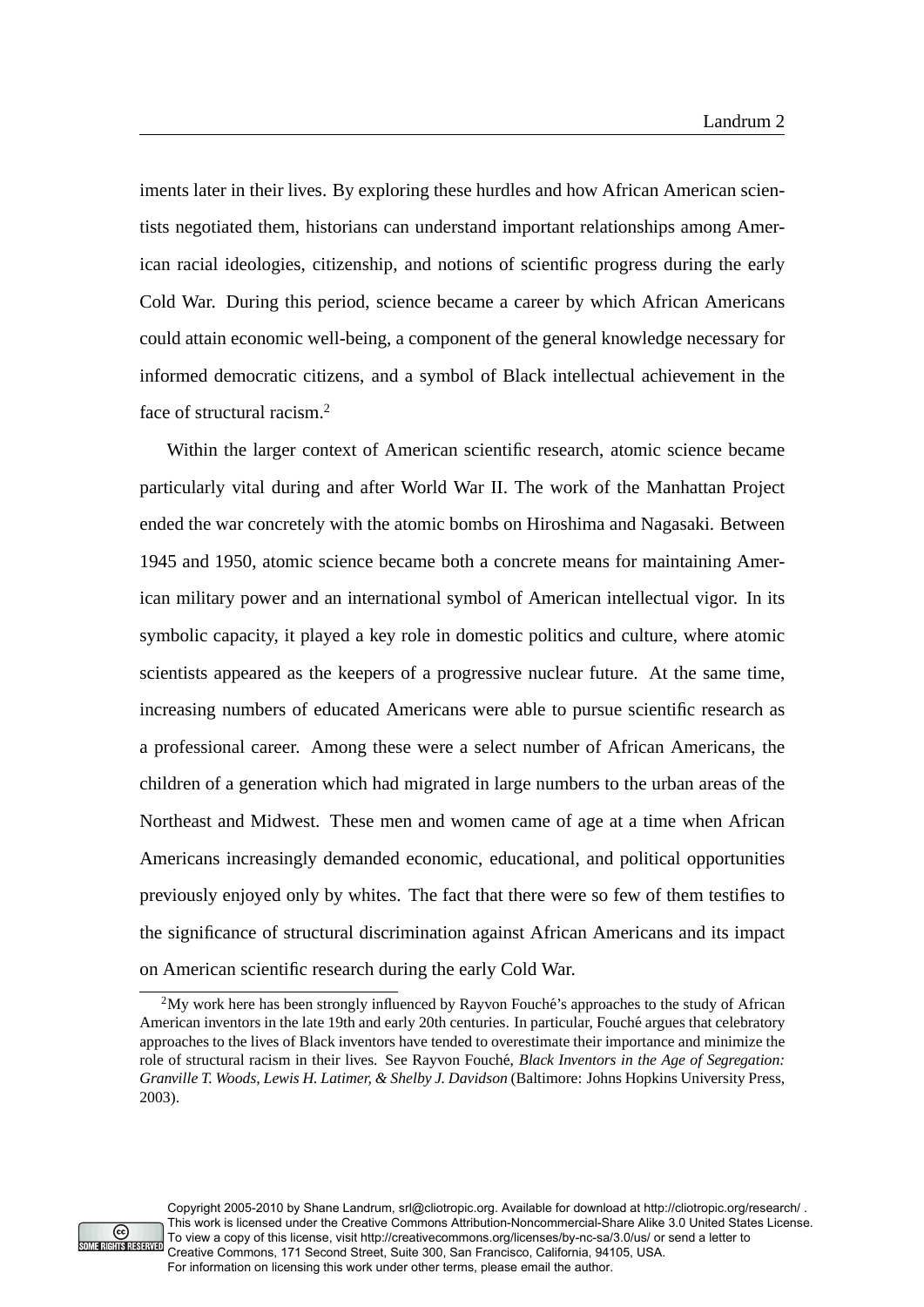iments later in their lives. By exploring these hurdles and how African American scientists negotiated them, historians can understand important relationships among American racial ideologies, citizenship, and notions of scientific progress during the early Cold War. During this period, science became a career by which African Americans could attain economic well-being, a component of the general knowledge necessary for informed democratic citizens, and a symbol of Black intellectual achievement in the face of structural racism.[2]

Within the larger context of American scientific research, atomic science became particularly vital during and after World War II. The work of the Manhattan Project ended the war concretely with the atomic bombs on Hiroshima and Nagasaki. Between 1945 and 1950, atomic science became both a concrete means for maintaining American military power and an international symbol of American intellectual vigor. In its symbolic capacity, it played a key role in domestic politics and culture, where atomic scientists appeared as the keepers of a progressive nuclear future. At the same time, increasing numbers of educated Americans were able to pursue scientific research as a professional career. Among these were a select number of African Americans, the children of a generation which had migrated in large numbers to the urban areas of the Northeast and Midwest. These men and women came of age at a time when African Americans increasingly demanded economic, educational, and political opportunities previously enjoyed only by whites. The fact that there were so few of them testifies to the significance of structural discrimination against African Americans and its impact on American scientific research during the early Cold War.

[2] My work here has been strongly influenced by Rayvon Fouché's approaches to the study of African American inventors in the late 19th and early 20th centuries. In particular, Fouché argues that celebratory approaches to the lives of Black inventors have tended to overestimate their importance and minimize the role of structural racism in their lives. See Rayvon Fouché, *Black Inventors in the Age of Segregation: Granville T. Woods, Lewis H. Latimer, & Shelby J. Davidson* (Baltimore: Johns Hopkins University Press, 2003).

Copyright 2005-2010 by Shane Landrum, srl@cliotropic.org. Available for download at http://cliotropic.org/research/ . This work is licensed under the Creative Commons Attribution-Noncommercial-Share Alike 3.0 United States License. To view a copy of this license, visit http://creativecommons.org/licenses/by-nc-sa/3.0/us/ or send a letter to Creative Commons, 171 Second Street, Suite 300, San Francisco, California, 94105, USA. For information on licensing this work under other terms, please email the author.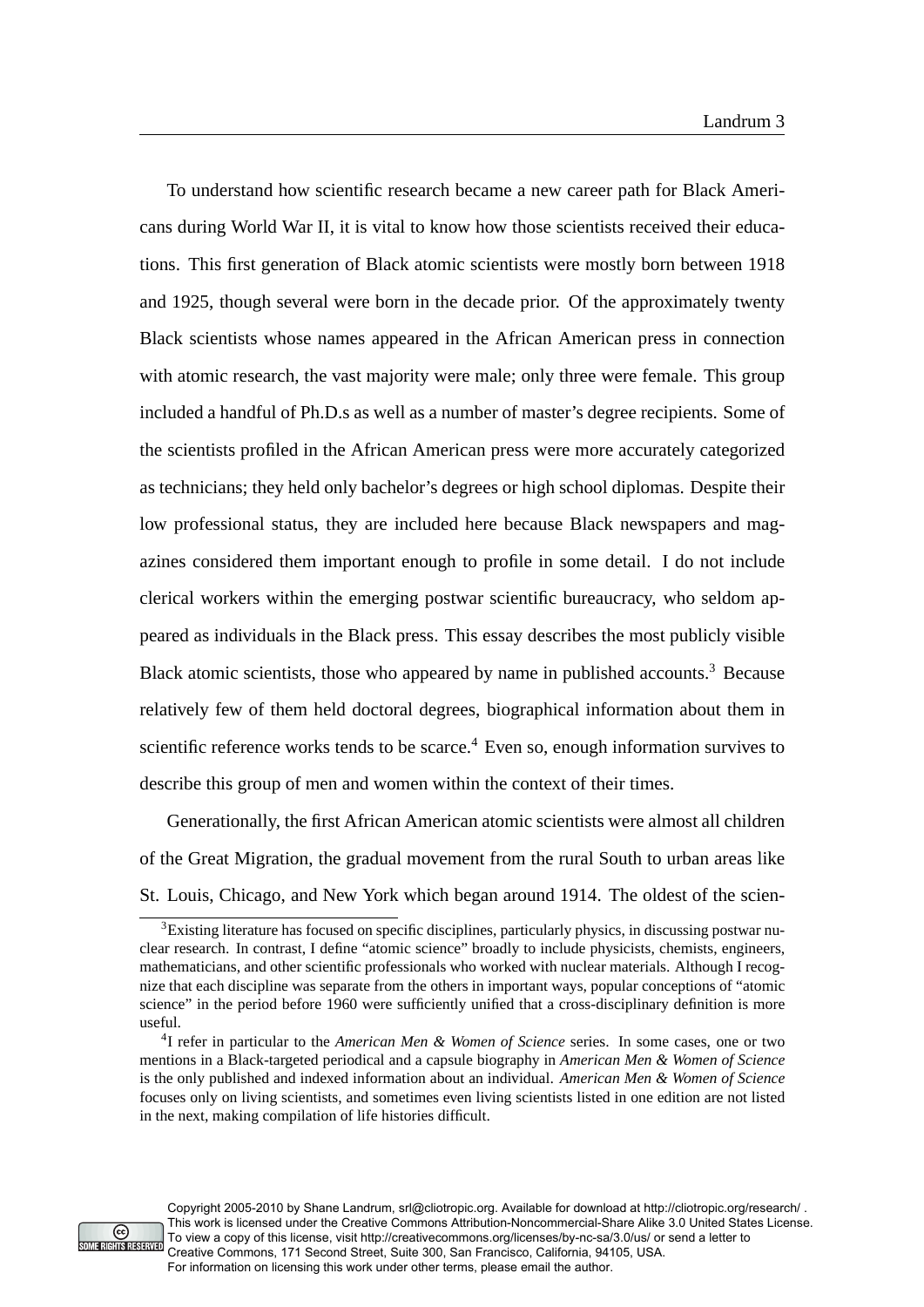To understand how scientific research became a new career path for Black Americans during World War II, it is vital to know how those scientists received their educations. This first generation of Black atomic scientists were mostly born between 1918 and 1925, though several were born in the decade prior. Of the approximately twenty Black scientists whose names appeared in the African American press in connection with atomic research, the vast majority were male; only three were female. This group included a handful of Ph.D.s as well as a number of master's degree recipients. Some of the scientists profiled in the African American press were more accurately categorized as technicians; they held only bachelor's degrees or high school diplomas. Despite their low professional status, they are included here because Black newspapers and magazines considered them important enough to profile in some detail. I do not include clerical workers within the emerging postwar scientific bureaucracy, who seldom appeared as individuals in the Black press. This essay describes the most publicly visible Black atomic scientists, those who appeared by name in published accounts.[3] Because relatively few of them held doctoral degrees, biographical information about them in scientific reference works tends to be scarce.[4] Even so, enough information survives to describe this group of men and women within the context of their times.

Generationally, the first African American atomic scientists were almost all children of the Great Migration, the gradual movement from the rural South to urban areas like St. Louis, Chicago, and New York which began around 1914. The oldest of the scien-

---

[3] Existing literature has focused on specific disciplines, particularly physics, in discussing postwar nuclear research. In contrast, I define "atomic science" broadly to include physicists, chemists, engineers, mathematicians, and other scientific professionals who worked with nuclear materials. Although I recognize that each discipline was separate from the others in important ways, popular conceptions of "atomic science" in the period before 1960 were sufficiently unified that a cross-disciplinary definition is more useful.

[4] I refer in particular to the *American Men & Women of Science* series. In some cases, one or two mentions in a Black-targeted periodical and a capsule biography in *American Men & Women of Science* is the only published and indexed information about an individual. *American Men & Women of Science* focuses only on living scientists, and sometimes even living scientists listed in one edition are not listed in the next, making compilation of life histories difficult.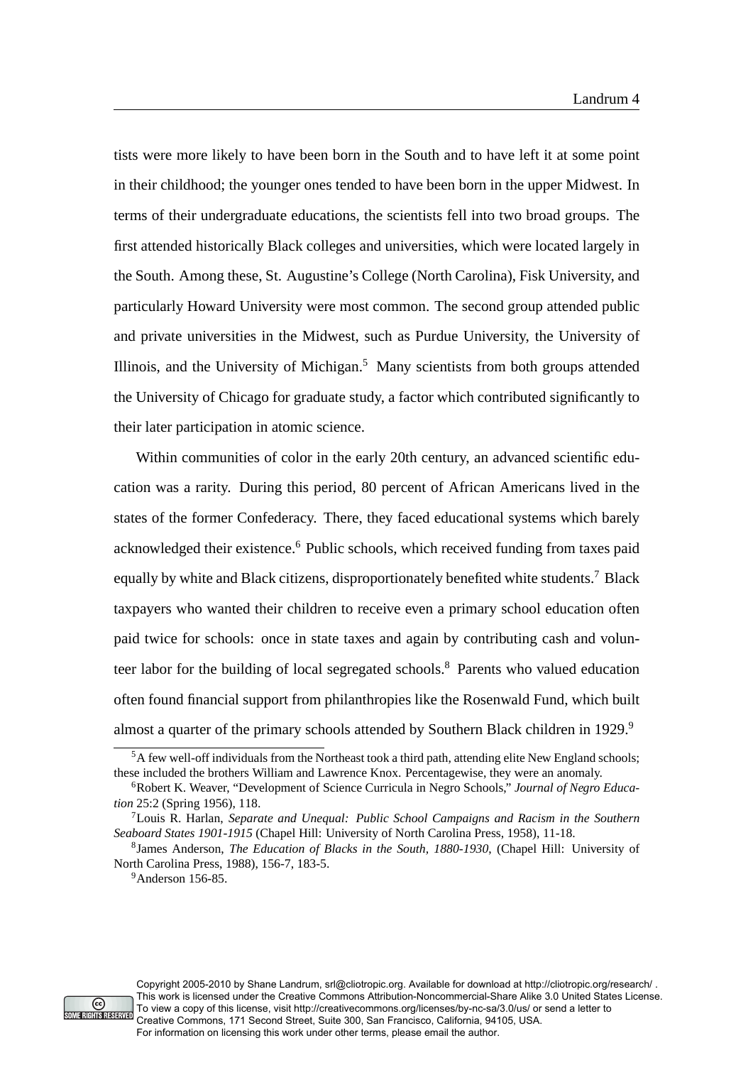tists were more likely to have been born in the South and to have left it at some point in their childhood; the younger ones tended to have been born in the upper Midwest. In terms of their undergraduate educations, the scientists fell into two broad groups. The first attended historically Black colleges and universities, which were located largely in the South. Among these, St. Augustine's College (North Carolina), Fisk University, and particularly Howard University were most common. The second group attended public and private universities in the Midwest, such as Purdue University, the University of Illinois, and the University of Michigan.[5] Many scientists from both groups attended the University of Chicago for graduate study, a factor which contributed significantly to their later participation in atomic science.

Within communities of color in the early 20th century, an advanced scientific education was a rarity. During this period, 80 percent of African Americans lived in the states of the former Confederacy. There, they faced educational systems which barely acknowledged their existence.[6] Public schools, which received funding from taxes paid equally by white and Black citizens, disproportionately benefited white students.[7] Black taxpayers who wanted their children to receive even a primary school education often paid twice for schools: once in state taxes and again by contributing cash and volunteer labor for the building of local segregated schools.[8] Parents who valued education often found financial support from philanthropies like the Rosenwald Fund, which built almost a quarter of the primary schools attended by Southern Black children in 1929.[9]

---

[5] A few well-off individuals from the Northeast took a third path, attending elite New England schools; these included the brothers William and Lawrence Knox. Percentagewise, they were an anomaly.

[6] Robert K. Weaver, "Development of Science Curricula in Negro Schools," *Journal of Negro Education* 25:2 (Spring 1956), 118.

[7] Louis R. Harlan, *Separate and Unequal: Public School Campaigns and Racism in the Southern Seaboard States 1901-1915* (Chapel Hill: University of North Carolina Press, 1958), 11-18.

[8] James Anderson, *The Education of Blacks in the South, 1880-1930*, (Chapel Hill: University of North Carolina Press, 1988), 156-7, 183-5.

[9] Anderson 156-85.

Copyright 2005-2010 by Shane Landrum, srl@cliotropic.org. Available for download at http://cliotropic.org/research/ . This work is licensed under the Creative Commons Attribution-Noncommercial-Share Alike 3.0 United States License. To view a copy of this license, visit http://creativecommons.org/licenses/by-nc-sa/3.0/us/ or send a letter to Creative Commons, 171 Second Street, Suite 300, San Francisco, California, 94105, USA. For information on licensing this work under other terms, please email the author.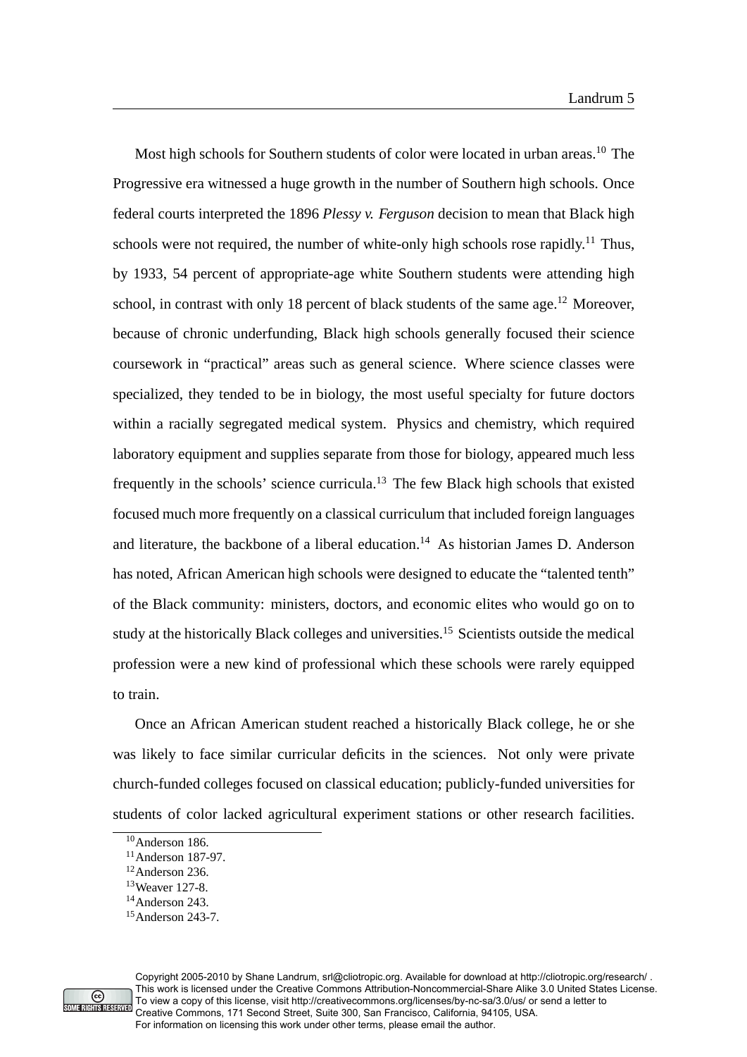Most high schools for Southern students of color were located in urban areas.[10] The Progressive era witnessed a huge growth in the number of Southern high schools. Once federal courts interpreted the 1896 *Plessy v. Ferguson* decision to mean that Black high schools were not required, the number of white-only high schools rose rapidly.[11] Thus, by 1933, 54 percent of appropriate-age white Southern students were attending high school, in contrast with only 18 percent of black students of the same age.[12] Moreover, because of chronic underfunding, Black high schools generally focused their science coursework in "practical" areas such as general science. Where science classes were specialized, they tended to be in biology, the most useful specialty for future doctors within a racially segregated medical system. Physics and chemistry, which required laboratory equipment and supplies separate from those for biology, appeared much less frequently in the schools' science curricula.[13] The few Black high schools that existed focused much more frequently on a classical curriculum that included foreign languages and literature, the backbone of a liberal education.[14] As historian James D. Anderson has noted, African American high schools were designed to educate the "talented tenth" of the Black community: ministers, doctors, and economic elites who would go on to study at the historically Black colleges and universities.[15] Scientists outside the medical profession were a new kind of professional which these schools were rarely equipped to train.

Once an African American student reached a historically Black college, he or she was likely to face similar curricular deficits in the sciences. Not only were private church-funded colleges focused on classical education; publicly-funded universities for students of color lacked agricultural experiment stations or other research facilities.

[10] Anderson 186.
[11] Anderson 187-97.
[12] Anderson 236.
[13] Weaver 127-8.
[14] Anderson 243.
[15] Anderson 243-7.

Copyright 2005-2010 by Shane Landrum, srl@cliotropic.org. Available for download at http://cliotropic.org/research/ . This work is licensed under the Creative Commons Attribution-Noncommercial-Share Alike 3.0 United States License. To view a copy of this license, visit http://creativecommons.org/licenses/by-nc-sa/3.0/us/ or send a letter to Creative Commons, 171 Second Street, Suite 300, San Francisco, California, 94105, USA. For information on licensing this work under other terms, please email the author.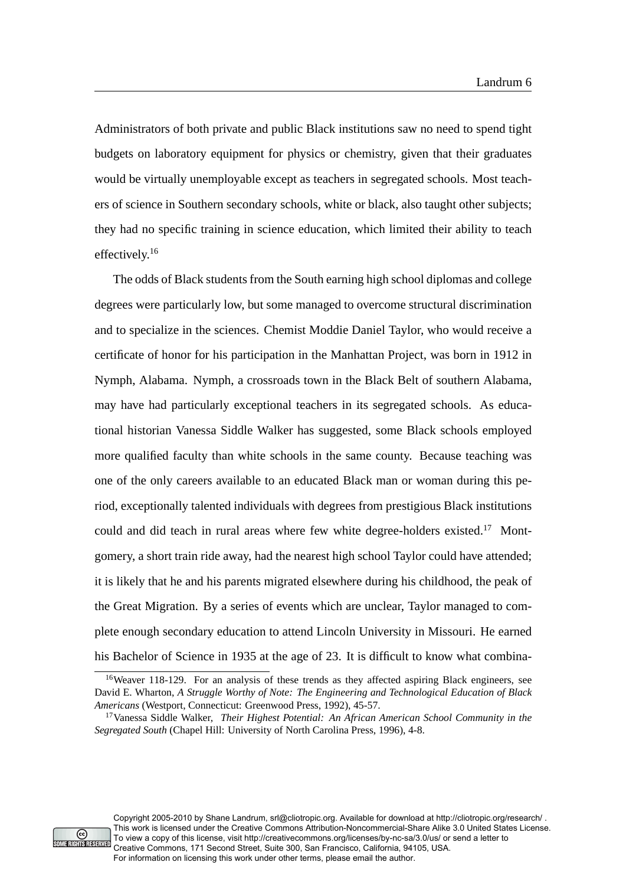Administrators of both private and public Black institutions saw no need to spend tight budgets on laboratory equipment for physics or chemistry, given that their graduates would be virtually unemployable except as teachers in segregated schools. Most teachers of science in Southern secondary schools, white or black, also taught other subjects; they had no specific training in science education, which limited their ability to teach effectively.[16]

The odds of Black students from the South earning high school diplomas and college degrees were particularly low, but some managed to overcome structural discrimination and to specialize in the sciences. Chemist Moddie Daniel Taylor, who would receive a certificate of honor for his participation in the Manhattan Project, was born in 1912 in Nymph, Alabama. Nymph, a crossroads town in the Black Belt of southern Alabama, may have had particularly exceptional teachers in its segregated schools. As educational historian Vanessa Siddle Walker has suggested, some Black schools employed more qualified faculty than white schools in the same county. Because teaching was one of the only careers available to an educated Black man or woman during this period, exceptionally talented individuals with degrees from prestigious Black institutions could and did teach in rural areas where few white degree-holders existed.[17] Montgomery, a short train ride away, had the nearest high school Taylor could have attended; it is likely that he and his parents migrated elsewhere during his childhood, the peak of the Great Migration. By a series of events which are unclear, Taylor managed to complete enough secondary education to attend Lincoln University in Missouri. He earned his Bachelor of Science in 1935 at the age of 23. It is difficult to know what combina-

[16] Weaver 118-129. For an analysis of these trends as they affected aspiring Black engineers, see David E. Wharton, *A Struggle Worthy of Note: The Engineering and Technological Education of Black Americans* (Westport, Connecticut: Greenwood Press, 1992), 45-57.

[17] Vanessa Siddle Walker, *Their Highest Potential: An African American School Community in the Segregated South* (Chapel Hill: University of North Carolina Press, 1996), 4-8.

Copyright 2005-2010 by Shane Landrum, srl@cliotropic.org. Available for download at http://cliotropic.org/research/ . This work is licensed under the Creative Commons Attribution-Noncommercial-Share Alike 3.0 United States License. To view a copy of this license, visit http://creativecommons.org/licenses/by-nc-sa/3.0/us/ or send a letter to Creative Commons, 171 Second Street, Suite 300, San Francisco, California, 94105, USA. For information on licensing this work under other terms, please email the author.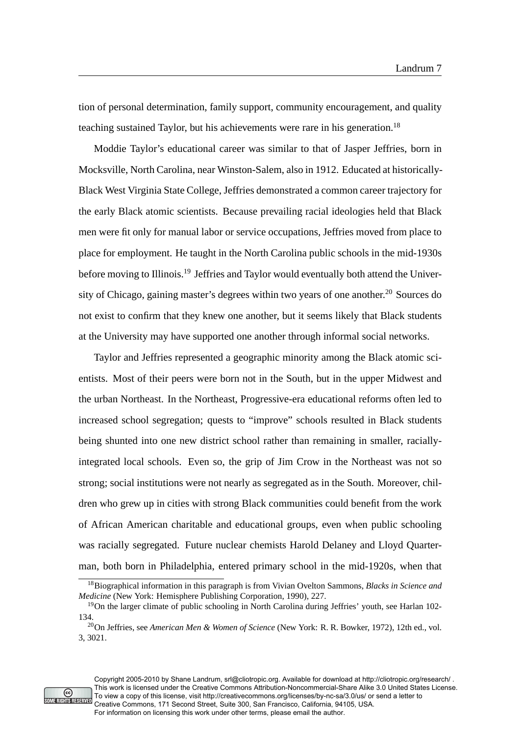tion of personal determination, family support, community encouragement, and quality teaching sustained Taylor, but his achievements were rare in his generation.[18]

Moddie Taylor's educational career was similar to that of Jasper Jeffries, born in Mocksville, North Carolina, near Winston-Salem, also in 1912. Educated at historically-Black West Virginia State College, Jeffries demonstrated a common career trajectory for the early Black atomic scientists. Because prevailing racial ideologies held that Black men were fit only for manual labor or service occupations, Jeffries moved from place to place for employment. He taught in the North Carolina public schools in the mid-1930s before moving to Illinois.[19] Jeffries and Taylor would eventually both attend the University of Chicago, gaining master's degrees within two years of one another.[20] Sources do not exist to confirm that they knew one another, but it seems likely that Black students at the University may have supported one another through informal social networks.

Taylor and Jeffries represented a geographic minority among the Black atomic scientists. Most of their peers were born not in the South, but in the upper Midwest and the urban Northeast. In the Northeast, Progressive-era educational reforms often led to increased school segregation; quests to "improve" schools resulted in Black students being shunted into one new district school rather than remaining in smaller, racially-integrated local schools. Even so, the grip of Jim Crow in the Northeast was not so strong; social institutions were not nearly as segregated as in the South. Moreover, children who grew up in cities with strong Black communities could benefit from the work of African American charitable and educational groups, even when public schooling was racially segregated. Future nuclear chemists Harold Delaney and Lloyd Quarterman, both born in Philadelphia, entered primary school in the mid-1920s, when that

[18] Biographical information in this paragraph is from Vivian Ovelton Sammons, *Blacks in Science and Medicine* (New York: Hemisphere Publishing Corporation, 1990), 227.

[19] On the larger climate of public schooling in North Carolina during Jeffries' youth, see Harlan 102-134.

[20] On Jeffries, see *American Men & Women of Science* (New York: R. R. Bowker, 1972), 12th ed., vol. 3, 3021.

Copyright 2005-2010 by Shane Landrum, srl@cliotropic.org. Available for download at http://cliotropic.org/research/ . This work is licensed under the Creative Commons Attribution-Noncommercial-Share Alike 3.0 United States License. To view a copy of this license, visit http://creativecommons.org/licenses/by-nc-sa/3.0/us/ or send a letter to Creative Commons, 171 Second Street, Suite 300, San Francisco, California, 94105, USA. For information on licensing this work under other terms, please email the author.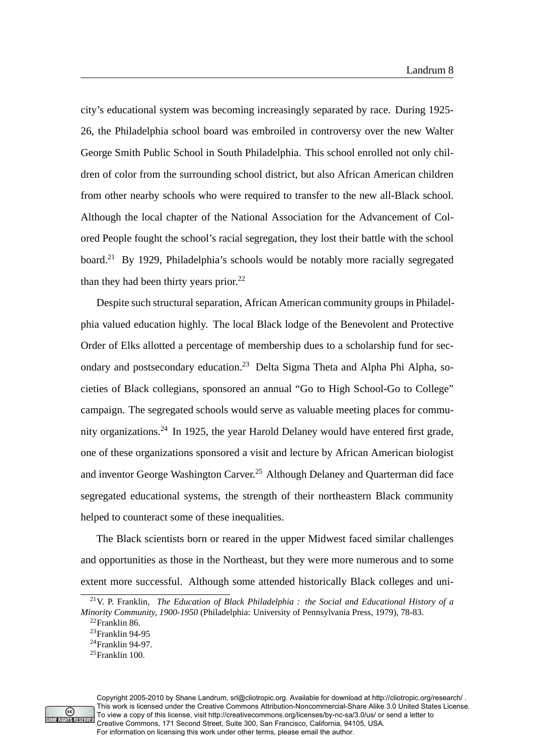city's educational system was becoming increasingly separated by race. During 1925-26, the Philadelphia school board was embroiled in controversy over the new Walter George Smith Public School in South Philadelphia. This school enrolled not only children of color from the surrounding school district, but also African American children from other nearby schools who were required to transfer to the new all-Black school. Although the local chapter of the National Association for the Advancement of Colored People fought the school's racial segregation, they lost their battle with the school board.[21] By 1929, Philadelphia's schools would be notably more racially segregated than they had been thirty years prior.[22]

Despite such structural separation, African American community groups in Philadelphia valued education highly. The local Black lodge of the Benevolent and Protective Order of Elks allotted a percentage of membership dues to a scholarship fund for secondary and postsecondary education.[23] Delta Sigma Theta and Alpha Phi Alpha, societies of Black collegians, sponsored an annual "Go to High School-Go to College" campaign. The segregated schools would serve as valuable meeting places for community organizations.[24] In 1925, the year Harold Delaney would have entered first grade, one of these organizations sponsored a visit and lecture by African American biologist and inventor George Washington Carver.[25] Although Delaney and Quarterman did face segregated educational systems, the strength of their northeastern Black community helped to counteract some of these inequalities.

The Black scientists born or reared in the upper Midwest faced similar challenges and opportunities as those in the Northeast, but they were more numerous and to some extent more successful. Although some attended historically Black colleges and uni-

---

[21] V. P. Franklin, *The Education of Black Philadelphia : the Social and Educational History of a Minority Community, 1900-1950* (Philadelphia: University of Pennsylvania Press, 1979), 78-83.

[22] Franklin 86.

[23] Franklin 94-95

[24] Franklin 94-97.

[25] Franklin 100.

Copyright 2005-2010 by Shane Landrum, srl@cliotropic.org. Available for download at http://cliotropic.org/research/ . This work is licensed under the Creative Commons Attribution-Noncommercial-Share Alike 3.0 United States License. To view a copy of this license, visit http://creativecommons.org/licenses/by-nc-sa/3.0/us/ or send a letter to Creative Commons, 171 Second Street, Suite 300, San Francisco, California, 94105, USA. For information on licensing this work under other terms, please email the author.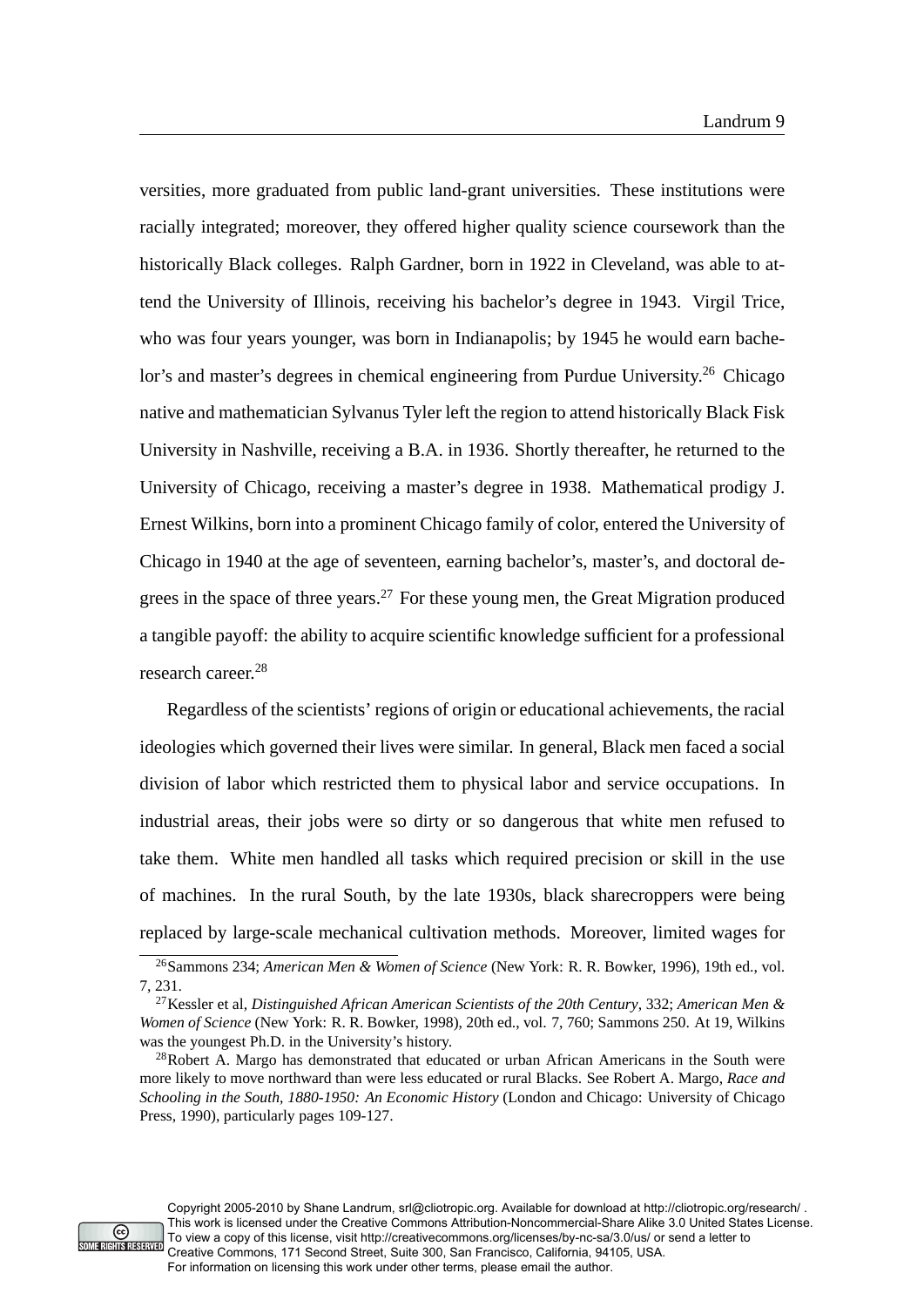versities, more graduated from public land-grant universities. These institutions were racially integrated; moreover, they offered higher quality science coursework than the historically Black colleges. Ralph Gardner, born in 1922 in Cleveland, was able to attend the University of Illinois, receiving his bachelor's degree in 1943. Virgil Trice, who was four years younger, was born in Indianapolis; by 1945 he would earn bachelor's and master's degrees in chemical engineering from Purdue University.[26] Chicago native and mathematician Sylvanus Tyler left the region to attend historically Black Fisk University in Nashville, receiving a B.A. in 1936. Shortly thereafter, he returned to the University of Chicago, receiving a master's degree in 1938. Mathematical prodigy J. Ernest Wilkins, born into a prominent Chicago family of color, entered the University of Chicago in 1940 at the age of seventeen, earning bachelor's, master's, and doctoral degrees in the space of three years.[27] For these young men, the Great Migration produced a tangible payoff: the ability to acquire scientific knowledge sufficient for a professional research career.[28]

Regardless of the scientists' regions of origin or educational achievements, the racial ideologies which governed their lives were similar. In general, Black men faced a social division of labor which restricted them to physical labor and service occupations. In industrial areas, their jobs were so dirty or so dangerous that white men refused to take them. White men handled all tasks which required precision or skill in the use of machines. In the rural South, by the late 1930s, black sharecroppers were being replaced by large-scale mechanical cultivation methods. Moreover, limited wages for

---

[26] Sammons 234; *American Men & Women of Science* (New York: R. R. Bowker, 1996), 19th ed., vol. 7, 231.

[27] Kessler et al, *Distinguished African American Scientists of the 20th Century*, 332; *American Men & Women of Science* (New York: R. R. Bowker, 1998), 20th ed., vol. 7, 760; Sammons 250. At 19, Wilkins was the youngest Ph.D. in the University's history.

[28] Robert A. Margo has demonstrated that educated or urban African Americans in the South were more likely to move northward than were less educated or rural Blacks. See Robert A. Margo, *Race and Schooling in the South, 1880-1950: An Economic History* (London and Chicago: University of Chicago Press, 1990), particularly pages 109-127.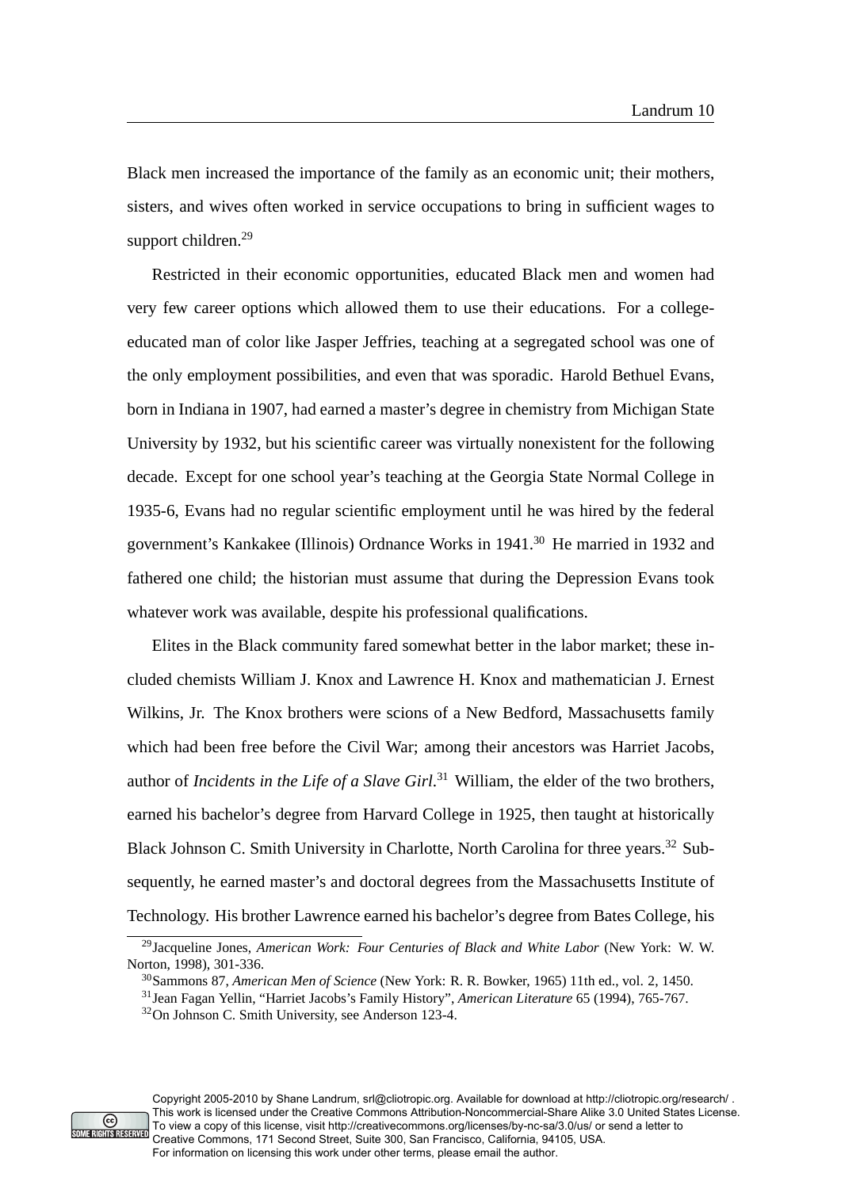Black men increased the importance of the family as an economic unit; their mothers, sisters, and wives often worked in service occupations to bring in sufficient wages to support children.[29]

Restricted in their economic opportunities, educated Black men and women had very few career options which allowed them to use their educations. For a college-educated man of color like Jasper Jeffries, teaching at a segregated school was one of the only employment possibilities, and even that was sporadic. Harold Bethuel Evans, born in Indiana in 1907, had earned a master's degree in chemistry from Michigan State University by 1932, but his scientific career was virtually nonexistent for the following decade. Except for one school year's teaching at the Georgia State Normal College in 1935-6, Evans had no regular scientific employment until he was hired by the federal government's Kankakee (Illinois) Ordnance Works in 1941.[30] He married in 1932 and fathered one child; the historian must assume that during the Depression Evans took whatever work was available, despite his professional qualifications.

Elites in the Black community fared somewhat better in the labor market; these included chemists William J. Knox and Lawrence H. Knox and mathematician J. Ernest Wilkins, Jr. The Knox brothers were scions of a New Bedford, Massachusetts family which had been free before the Civil War; among their ancestors was Harriet Jacobs, author of *Incidents in the Life of a Slave Girl*.[31] William, the elder of the two brothers, earned his bachelor's degree from Harvard College in 1925, then taught at historically Black Johnson C. Smith University in Charlotte, North Carolina for three years.[32] Subsequently, he earned master's and doctoral degrees from the Massachusetts Institute of Technology. His brother Lawrence earned his bachelor's degree from Bates College, his

[29] Jacqueline Jones, *American Work: Four Centuries of Black and White Labor* (New York: W. W. Norton, 1998), 301-336.

[30] Sammons 87, *American Men of Science* (New York: R. R. Bowker, 1965) 11th ed., vol. 2, 1450.

[31] Jean Fagan Yellin, "Harriet Jacobs's Family History", *American Literature* 65 (1994), 765-767.

[32] On Johnson C. Smith University, see Anderson 123-4.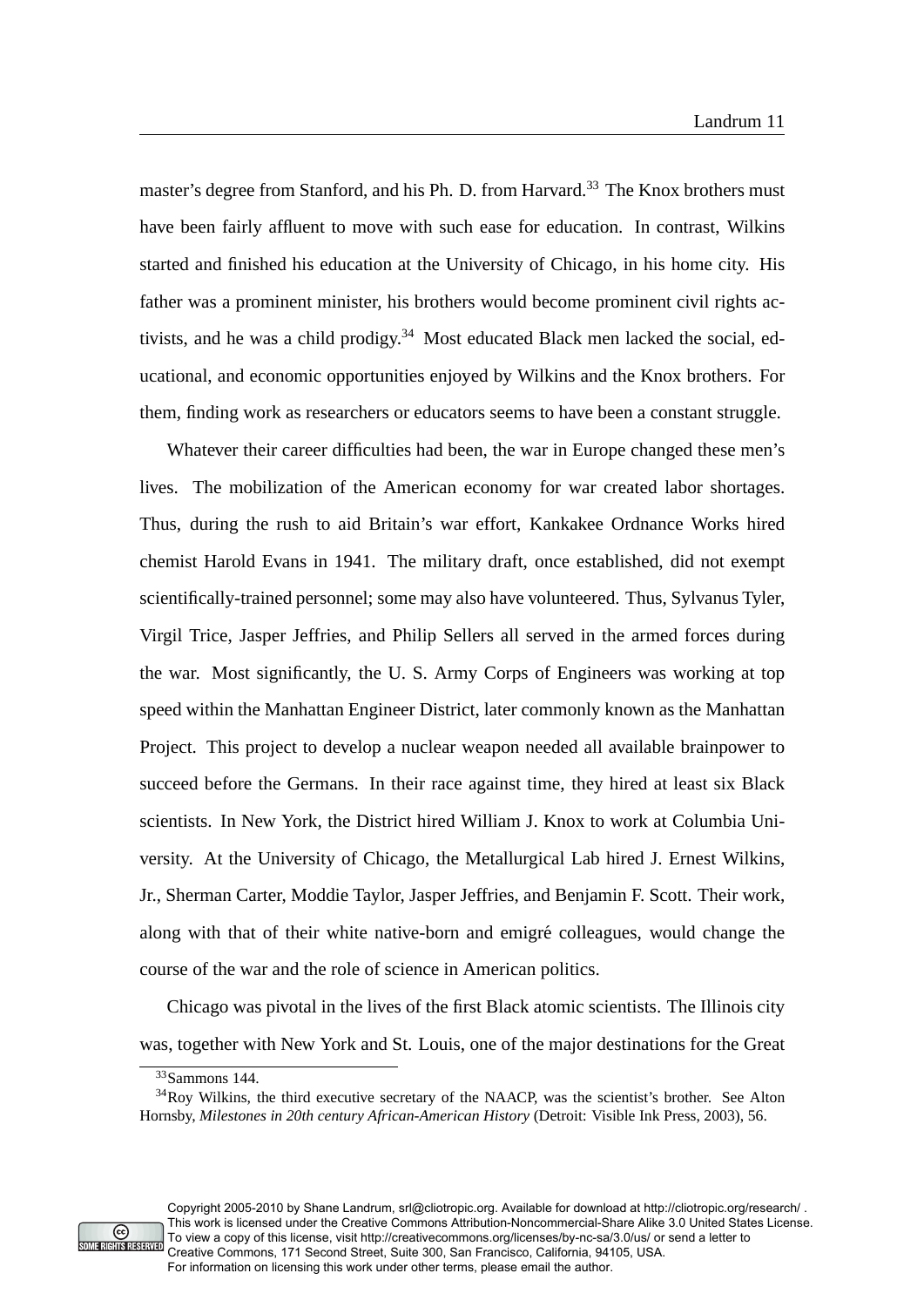master's degree from Stanford, and his Ph. D. from Harvard.[33] The Knox brothers must have been fairly affluent to move with such ease for education. In contrast, Wilkins started and finished his education at the University of Chicago, in his home city. His father was a prominent minister, his brothers would become prominent civil rights activists, and he was a child prodigy.[34] Most educated Black men lacked the social, educational, and economic opportunities enjoyed by Wilkins and the Knox brothers. For them, finding work as researchers or educators seems to have been a constant struggle.

Whatever their career difficulties had been, the war in Europe changed these men's lives. The mobilization of the American economy for war created labor shortages. Thus, during the rush to aid Britain's war effort, Kankakee Ordnance Works hired chemist Harold Evans in 1941. The military draft, once established, did not exempt scientifically-trained personnel; some may also have volunteered. Thus, Sylvanus Tyler, Virgil Trice, Jasper Jeffries, and Philip Sellers all served in the armed forces during the war. Most significantly, the U. S. Army Corps of Engineers was working at top speed within the Manhattan Engineer District, later commonly known as the Manhattan Project. This project to develop a nuclear weapon needed all available brainpower to succeed before the Germans. In their race against time, they hired at least six Black scientists. In New York, the District hired William J. Knox to work at Columbia University. At the University of Chicago, the Metallurgical Lab hired J. Ernest Wilkins, Jr., Sherman Carter, Moddie Taylor, Jasper Jeffries, and Benjamin F. Scott. Their work, along with that of their white native-born and emigré colleagues, would change the course of the war and the role of science in American politics.

Chicago was pivotal in the lives of the first Black atomic scientists. The Illinois city was, together with New York and St. Louis, one of the major destinations for the Great

[33] Sammons 144.

[34] Roy Wilkins, the third executive secretary of the NAACP, was the scientist's brother. See Alton Hornsby, *Milestones in 20th century African-American History* (Detroit: Visible Ink Press, 2003), 56.

Copyright 2005-2010 by Shane Landrum, srl@cliotropic.org. Available for download at http://cliotropic.org/research/ .
This work is licensed under the Creative Commons Attribution-Noncommercial-Share Alike 3.0 United States License.
To view a copy of this license, visit http://creativecommons.org/licenses/by-nc-sa/3.0/us/ or send a letter to
Creative Commons, 171 Second Street, Suite 300, San Francisco, California, 94105, USA.
For information on licensing this work under other terms, please email the author.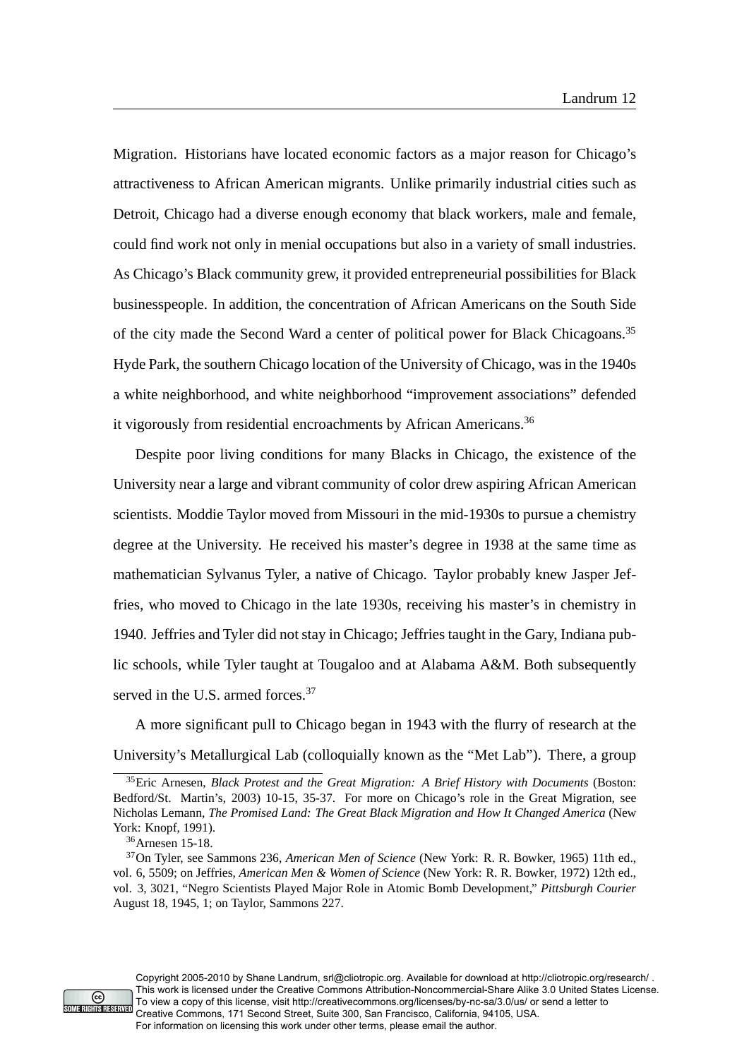Migration. Historians have located economic factors as a major reason for Chicago's attractiveness to African American migrants. Unlike primarily industrial cities such as Detroit, Chicago had a diverse enough economy that black workers, male and female, could find work not only in menial occupations but also in a variety of small industries. As Chicago's Black community grew, it provided entrepreneurial possibilities for Black businesspeople. In addition, the concentration of African Americans on the South Side of the city made the Second Ward a center of political power for Black Chicagoans.[35] Hyde Park, the southern Chicago location of the University of Chicago, was in the 1940s a white neighborhood, and white neighborhood "improvement associations" defended it vigorously from residential encroachments by African Americans.[36]

Despite poor living conditions for many Blacks in Chicago, the existence of the University near a large and vibrant community of color drew aspiring African American scientists. Moddie Taylor moved from Missouri in the mid-1930s to pursue a chemistry degree at the University. He received his master's degree in 1938 at the same time as mathematician Sylvanus Tyler, a native of Chicago. Taylor probably knew Jasper Jeffries, who moved to Chicago in the late 1930s, receiving his master's in chemistry in 1940. Jeffries and Tyler did not stay in Chicago; Jeffries taught in the Gary, Indiana public schools, while Tyler taught at Tougaloo and at Alabama A&M. Both subsequently served in the U.S. armed forces.[37]

A more significant pull to Chicago began in 1943 with the flurry of research at the University's Metallurgical Lab (colloquially known as the "Met Lab"). There, a group

---

[35] Eric Arnesen, *Black Protest and the Great Migration: A Brief History with Documents* (Boston: Bedford/St. Martin's, 2003) 10-15, 35-37. For more on Chicago's role in the Great Migration, see Nicholas Lemann, *The Promised Land: The Great Black Migration and How It Changed America* (New York: Knopf, 1991).

[36] Arnesen 15-18.

[37] On Tyler, see Sammons 236, *American Men of Science* (New York: R. R. Bowker, 1965) 11th ed., vol. 6, 5509; on Jeffries, *American Men & Women of Science* (New York: R. R. Bowker, 1972) 12th ed., vol. 3, 3021, "Negro Scientists Played Major Role in Atomic Bomb Development," *Pittsburgh Courier* August 18, 1945, 1; on Taylor, Sammons 227.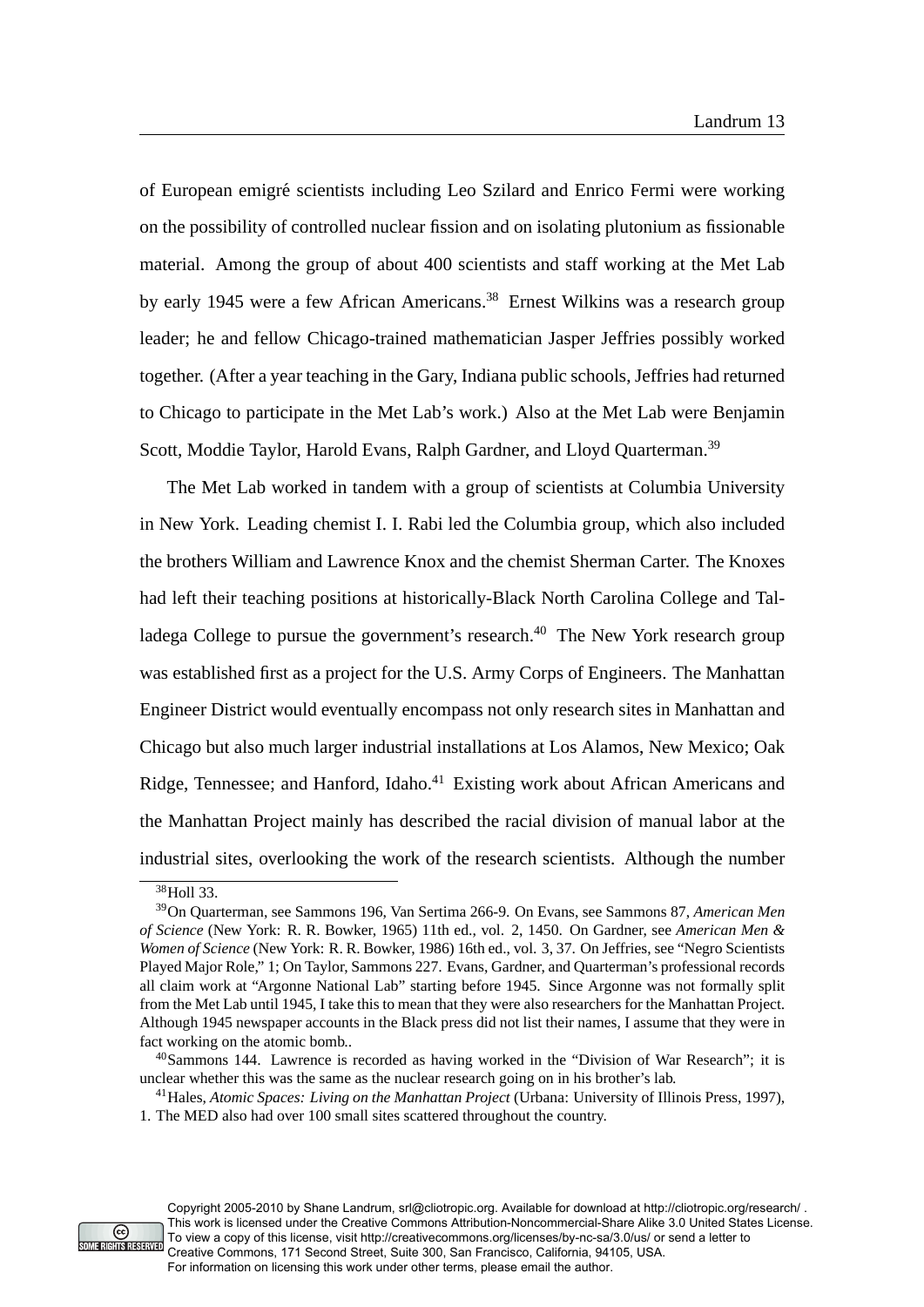of European emigré scientists including Leo Szilard and Enrico Fermi were working on the possibility of controlled nuclear fission and on isolating plutonium as fissionable material. Among the group of about 400 scientists and staff working at the Met Lab by early 1945 were a few African Americans.[38] Ernest Wilkins was a research group leader; he and fellow Chicago-trained mathematician Jasper Jeffries possibly worked together. (After a year teaching in the Gary, Indiana public schools, Jeffries had returned to Chicago to participate in the Met Lab's work.) Also at the Met Lab were Benjamin Scott, Moddie Taylor, Harold Evans, Ralph Gardner, and Lloyd Quarterman.[39]

The Met Lab worked in tandem with a group of scientists at Columbia University in New York. Leading chemist I. I. Rabi led the Columbia group, which also included the brothers William and Lawrence Knox and the chemist Sherman Carter. The Knoxes had left their teaching positions at historically-Black North Carolina College and Talladega College to pursue the government's research.[40] The New York research group was established first as a project for the U.S. Army Corps of Engineers. The Manhattan Engineer District would eventually encompass not only research sites in Manhattan and Chicago but also much larger industrial installations at Los Alamos, New Mexico; Oak Ridge, Tennessee; and Hanford, Idaho.[41] Existing work about African Americans and the Manhattan Project mainly has described the racial division of manual labor at the industrial sites, overlooking the work of the research scientists. Although the number

---

[38] Holl 33.

[39] On Quarterman, see Sammons 196, Van Sertima 266-9. On Evans, see Sammons 87, *American Men of Science* (New York: R. R. Bowker, 1965) 11th ed., vol. 2, 1450. On Gardner, see *American Men & Women of Science* (New York: R. R. Bowker, 1986) 16th ed., vol. 3, 37. On Jeffries, see "Negro Scientists Played Major Role," 1; On Taylor, Sammons 227. Evans, Gardner, and Quarterman's professional records all claim work at "Argonne National Lab" starting before 1945. Since Argonne was not formally split from the Met Lab until 1945, I take this to mean that they were also researchers for the Manhattan Project. Although 1945 newspaper accounts in the Black press did not list their names, I assume that they were in fact working on the atomic bomb..

[40] Sammons 144. Lawrence is recorded as having worked in the "Division of War Research"; it is unclear whether this was the same as the nuclear research going on in his brother's lab.

[41] Hales, *Atomic Spaces: Living on the Manhattan Project* (Urbana: University of Illinois Press, 1997), 1. The MED also had over 100 small sites scattered throughout the country.

Copyright 2005-2010 by Shane Landrum, srl@cliotropic.org. Available for download at http://cliotropic.org/research/ . This work is licensed under the Creative Commons Attribution-Noncommercial-Share Alike 3.0 United States License. To view a copy of this license, visit http://creativecommons.org/licenses/by-nc-sa/3.0/us/ or send a letter to Creative Commons, 171 Second Street, Suite 300, San Francisco, California, 94105, USA. For information on licensing this work under other terms, please email the author.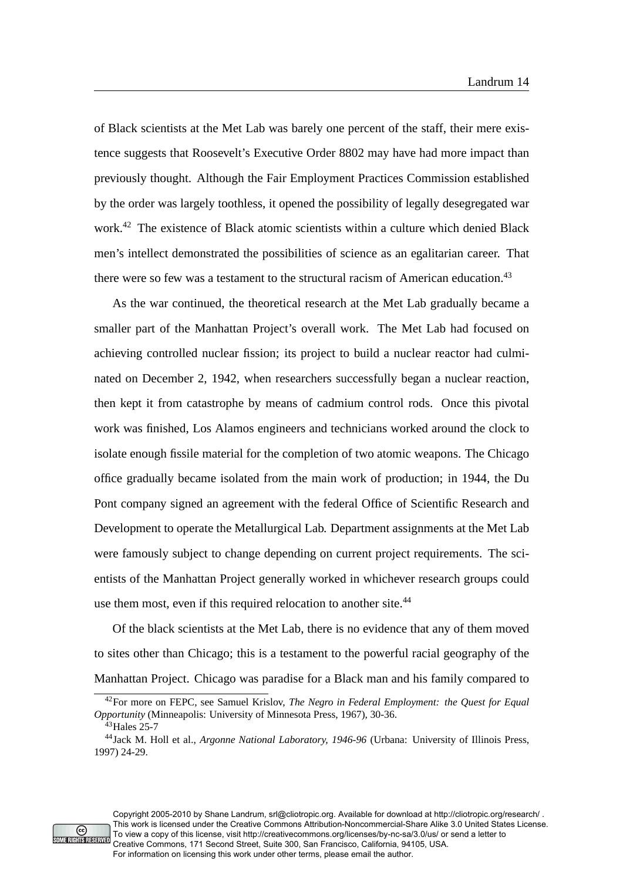of Black scientists at the Met Lab was barely one percent of the staff, their mere existence suggests that Roosevelt's Executive Order 8802 may have had more impact than previously thought. Although the Fair Employment Practices Commission established by the order was largely toothless, it opened the possibility of legally desegregated war work.[42] The existence of Black atomic scientists within a culture which denied Black men's intellect demonstrated the possibilities of science as an egalitarian career. That there were so few was a testament to the structural racism of American education.[43]

As the war continued, the theoretical research at the Met Lab gradually became a smaller part of the Manhattan Project's overall work. The Met Lab had focused on achieving controlled nuclear fission; its project to build a nuclear reactor had culminated on December 2, 1942, when researchers successfully began a nuclear reaction, then kept it from catastrophe by means of cadmium control rods. Once this pivotal work was finished, Los Alamos engineers and technicians worked around the clock to isolate enough fissile material for the completion of two atomic weapons. The Chicago office gradually became isolated from the main work of production; in 1944, the Du Pont company signed an agreement with the federal Office of Scientific Research and Development to operate the Metallurgical Lab. Department assignments at the Met Lab were famously subject to change depending on current project requirements. The scientists of the Manhattan Project generally worked in whichever research groups could use them most, even if this required relocation to another site.[44]

Of the black scientists at the Met Lab, there is no evidence that any of them moved to sites other than Chicago; this is a testament to the powerful racial geography of the Manhattan Project. Chicago was paradise for a Black man and his family compared to

---

[42] For more on FEPC, see Samuel Krislov, *The Negro in Federal Employment: the Quest for Equal Opportunity* (Minneapolis: University of Minnesota Press, 1967), 30-36.

[43] Hales 25-7

[44] Jack M. Holl et al., *Argonne National Laboratory, 1946-96* (Urbana: University of Illinois Press, 1997) 24-29.

Copyright 2005-2010 by Shane Landrum, srl@cliotropic.org. Available for download at http://cliotropic.org/research/ . This work is licensed under the Creative Commons Attribution-Noncommercial-Share Alike 3.0 United States License. To view a copy of this license, visit http://creativecommons.org/licenses/by-nc-sa/3.0/us/ or send a letter to Creative Commons, 171 Second Street, Suite 300, San Francisco, California, 94105, USA. For information on licensing this work under other terms, please email the author.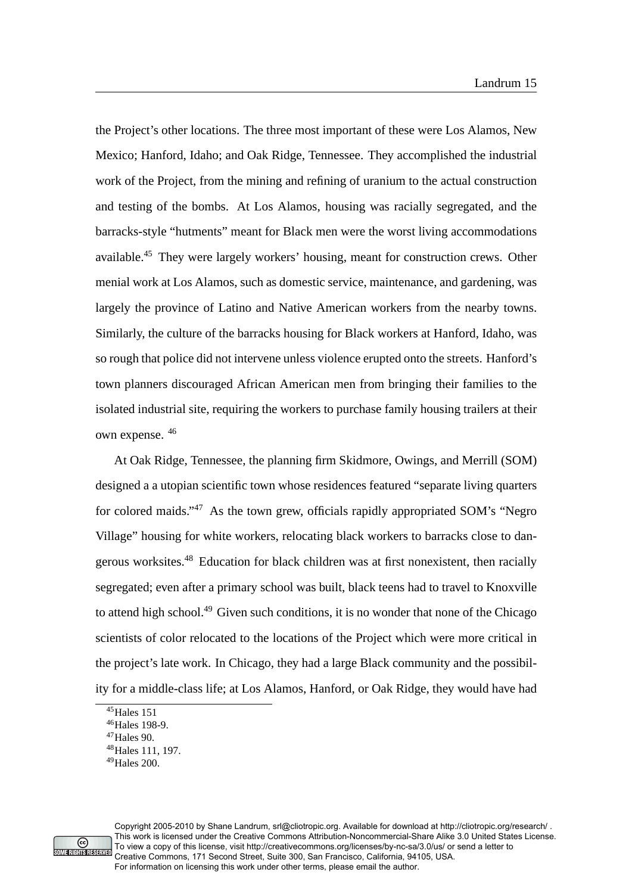the Project's other locations. The three most important of these were Los Alamos, New Mexico; Hanford, Idaho; and Oak Ridge, Tennessee. They accomplished the industrial work of the Project, from the mining and refining of uranium to the actual construction and testing of the bombs. At Los Alamos, housing was racially segregated, and the barracks-style "hutments" meant for Black men were the worst living accommodations available.[45] They were largely workers' housing, meant for construction crews. Other menial work at Los Alamos, such as domestic service, maintenance, and gardening, was largely the province of Latino and Native American workers from the nearby towns. Similarly, the culture of the barracks housing for Black workers at Hanford, Idaho, was so rough that police did not intervene unless violence erupted onto the streets. Hanford's town planners discouraged African American men from bringing their families to the isolated industrial site, requiring the workers to purchase family housing trailers at their own expense. [46]

At Oak Ridge, Tennessee, the planning firm Skidmore, Owings, and Merrill (SOM) designed a a utopian scientific town whose residences featured "separate living quarters for colored maids."[47] As the town grew, officials rapidly appropriated SOM's "Negro Village" housing for white workers, relocating black workers to barracks close to dangerous worksites.[48] Education for black children was at first nonexistent, then racially segregated; even after a primary school was built, black teens had to travel to Knoxville to attend high school.[49] Given such conditions, it is no wonder that none of the Chicago scientists of color relocated to the locations of the Project which were more critical in the project's late work. In Chicago, they had a large Black community and the possibility for a middle-class life; at Los Alamos, Hanford, or Oak Ridge, they would have had

---

[45] Hales 151

[46] Hales 198-9.

[47] Hales 90.

[48] Hales 111, 197.

[49] Hales 200.

Copyright 2005-2010 by Shane Landrum, srl@cliotropic.org. Available for download at http://cliotropic.org/research/ . This work is licensed under the Creative Commons Attribution-Noncommercial-Share Alike 3.0 United States License. To view a copy of this license, visit http://creativecommons.org/licenses/by-nc-sa/3.0/us/ or send a letter to Creative Commons, 171 Second Street, Suite 300, San Francisco, California, 94105, USA. For information on licensing this work under other terms, please email the author.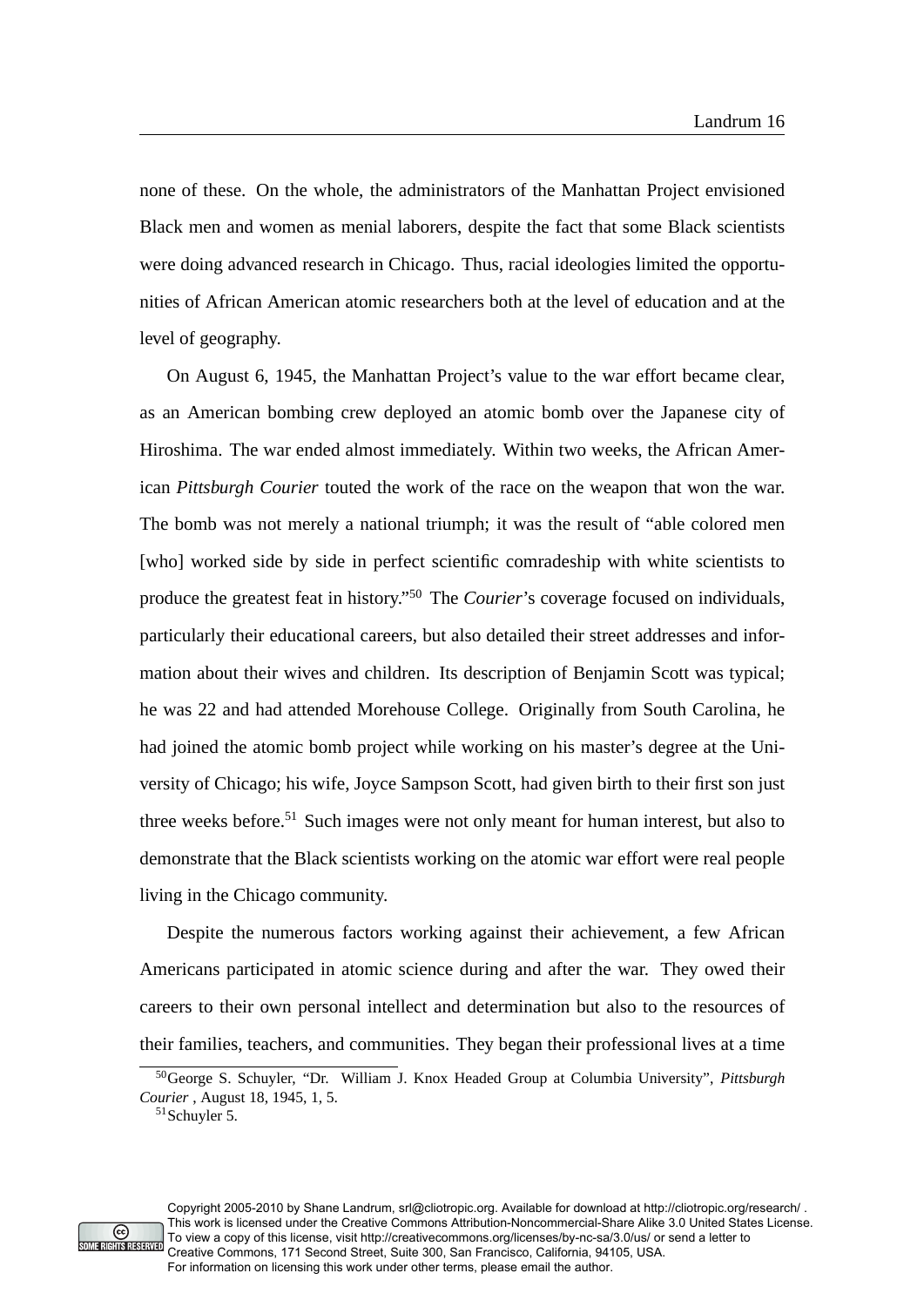none of these. On the whole, the administrators of the Manhattan Project envisioned Black men and women as menial laborers, despite the fact that some Black scientists were doing advanced research in Chicago. Thus, racial ideologies limited the opportunities of African American atomic researchers both at the level of education and at the level of geography.

On August 6, 1945, the Manhattan Project's value to the war effort became clear, as an American bombing crew deployed an atomic bomb over the Japanese city of Hiroshima. The war ended almost immediately. Within two weeks, the African American *Pittsburgh Courier* touted the work of the race on the weapon that won the war. The bomb was not merely a national triumph; it was the result of "able colored men [who] worked side by side in perfect scientific comradeship with white scientists to produce the greatest feat in history."[50] The *Courier*'s coverage focused on individuals, particularly their educational careers, but also detailed their street addresses and information about their wives and children. Its description of Benjamin Scott was typical; he was 22 and had attended Morehouse College. Originally from South Carolina, he had joined the atomic bomb project while working on his master's degree at the University of Chicago; his wife, Joyce Sampson Scott, had given birth to their first son just three weeks before.[51] Such images were not only meant for human interest, but also to demonstrate that the Black scientists working on the atomic war effort were real people living in the Chicago community.

Despite the numerous factors working against their achievement, a few African Americans participated in atomic science during and after the war. They owed their careers to their own personal intellect and determination but also to the resources of their families, teachers, and communities. They began their professional lives at a time

[50] George S. Schuyler, "Dr. William J. Knox Headed Group at Columbia University", *Pittsburgh Courier*, August 18, 1945, 1, 5.

[51] Schuyler 5.

Copyright 2005-2010 by Shane Landrum, srl@cliotropic.org. Available for download at http://cliotropic.org/research/ . This work is licensed under the Creative Commons Attribution-Noncommercial-Share Alike 3.0 United States License. To view a copy of this license, visit http://creativecommons.org/licenses/by-nc-sa/3.0/us/ or send a letter to Creative Commons, 171 Second Street, Suite 300, San Francisco, California, 94105, USA. For information on licensing this work under other terms, please email the author.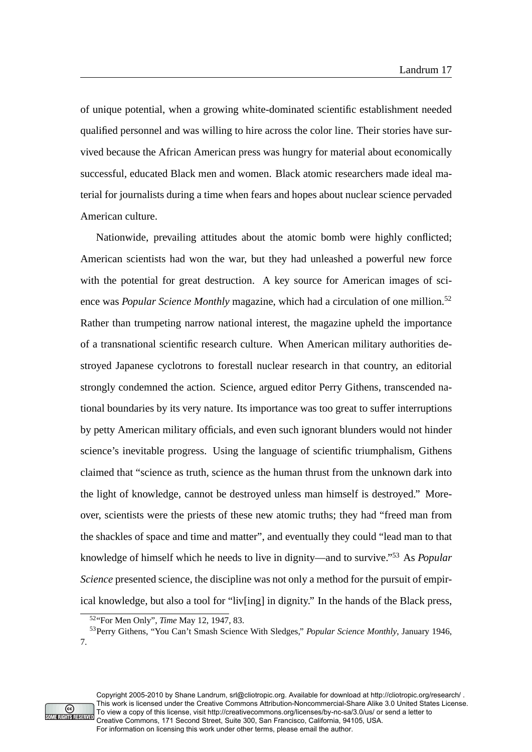of unique potential, when a growing white-dominated scientific establishment needed qualified personnel and was willing to hire across the color line. Their stories have survived because the African American press was hungry for material about economically successful, educated Black men and women. Black atomic researchers made ideal material for journalists during a time when fears and hopes about nuclear science pervaded American culture.

Nationwide, prevailing attitudes about the atomic bomb were highly conflicted; American scientists had won the war, but they had unleashed a powerful new force with the potential for great destruction. A key source for American images of science was *Popular Science Monthly* magazine, which had a circulation of one million.[52] Rather than trumpeting narrow national interest, the magazine upheld the importance of a transnational scientific research culture. When American military authorities destroyed Japanese cyclotrons to forestall nuclear research in that country, an editorial strongly condemned the action. Science, argued editor Perry Githens, transcended national boundaries by its very nature. Its importance was too great to suffer interruptions by petty American military officials, and even such ignorant blunders would not hinder science's inevitable progress. Using the language of scientific triumphalism, Githens claimed that "science as truth, science as the human thrust from the unknown dark into the light of knowledge, cannot be destroyed unless man himself is destroyed." Moreover, scientists were the priests of these new atomic truths; they had "freed man from the shackles of space and time and matter", and eventually they could "lead man to that knowledge of himself which he needs to live in dignity—and to survive."[53] As *Popular Science* presented science, the discipline was not only a method for the pursuit of empirical knowledge, but also a tool for "liv[ing] in dignity." In the hands of the Black press,

[52] "For Men Only", *Time* May 12, 1947, 83.

[53] Perry Githens, "You Can't Smash Science With Sledges," *Popular Science Monthly*, January 1946, 7.

Copyright 2005-2010 by Shane Landrum, srl@cliotropic.org. Available for download at http://cliotropic.org/research/ . This work is licensed under the Creative Commons Attribution-Noncommercial-Share Alike 3.0 United States License. To view a copy of this license, visit http://creativecommons.org/licenses/by-nc-sa/3.0/us/ or send a letter to Creative Commons, 171 Second Street, Suite 300, San Francisco, California, 94105, USA. For information on licensing this work under other terms, please email the author.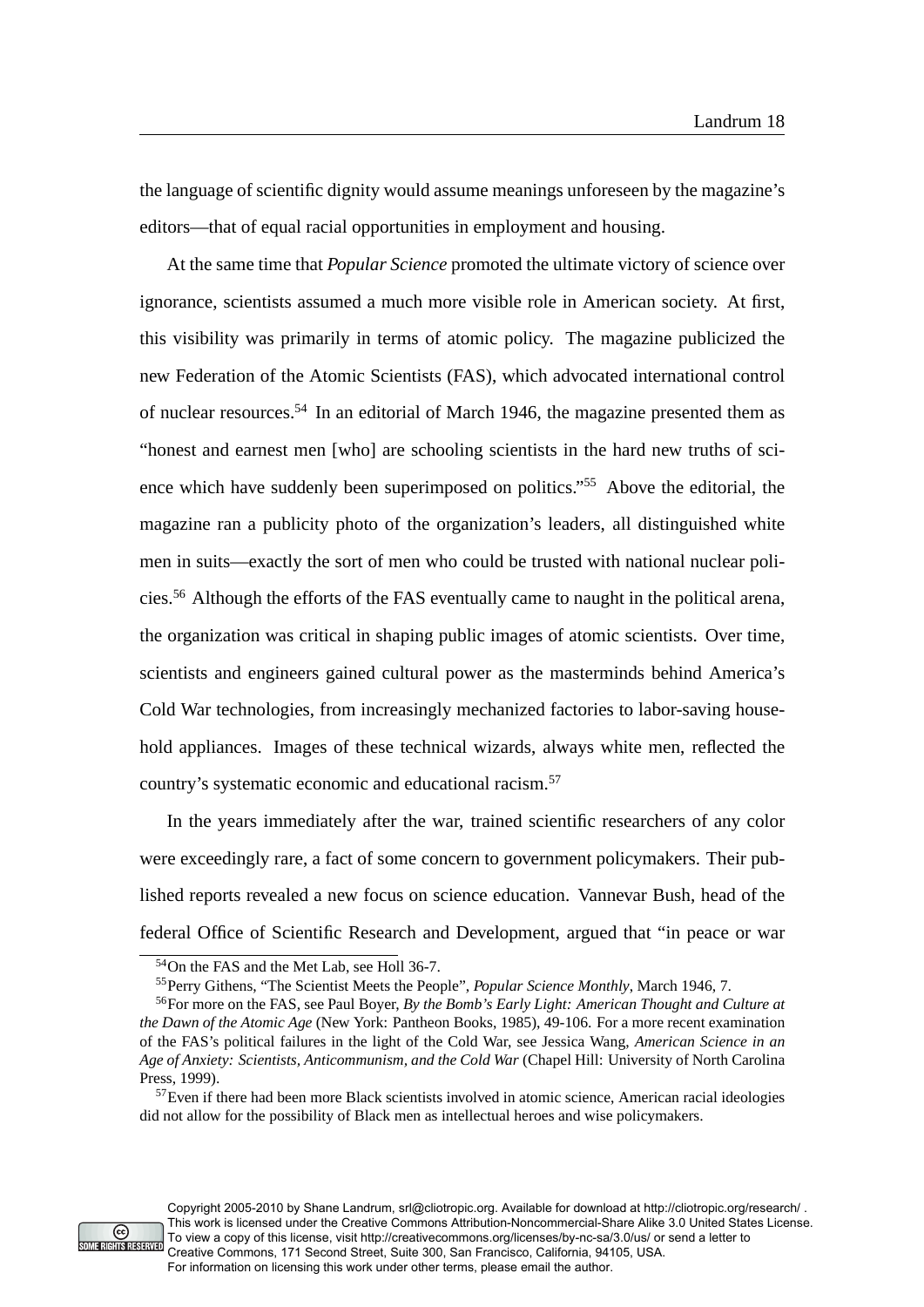the language of scientific dignity would assume meanings unforeseen by the magazine's editors—that of equal racial opportunities in employment and housing.

At the same time that *Popular Science* promoted the ultimate victory of science over ignorance, scientists assumed a much more visible role in American society. At first, this visibility was primarily in terms of atomic policy. The magazine publicized the new Federation of the Atomic Scientists (FAS), which advocated international control of nuclear resources.[54] In an editorial of March 1946, the magazine presented them as "honest and earnest men [who] are schooling scientists in the hard new truths of science which have suddenly been superimposed on politics."[55] Above the editorial, the magazine ran a publicity photo of the organization's leaders, all distinguished white men in suits—exactly the sort of men who could be trusted with national nuclear policies.[56] Although the efforts of the FAS eventually came to naught in the political arena, the organization was critical in shaping public images of atomic scientists. Over time, scientists and engineers gained cultural power as the masterminds behind America's Cold War technologies, from increasingly mechanized factories to labor-saving household appliances. Images of these technical wizards, always white men, reflected the country's systematic economic and educational racism.[57]

In the years immediately after the war, trained scientific researchers of any color were exceedingly rare, a fact of some concern to government policymakers. Their published reports revealed a new focus on science education. Vannevar Bush, head of the federal Office of Scientific Research and Development, argued that "in peace or war

---

[54] On the FAS and the Met Lab, see Holl 36-7.

[55] Perry Githens, "The Scientist Meets the People", *Popular Science Monthly*, March 1946, 7.

[56] For more on the FAS, see Paul Boyer, *By the Bomb's Early Light: American Thought and Culture at the Dawn of the Atomic Age* (New York: Pantheon Books, 1985), 49-106. For a more recent examination of the FAS's political failures in the light of the Cold War, see Jessica Wang, *American Science in an Age of Anxiety: Scientists, Anticommunism, and the Cold War* (Chapel Hill: University of North Carolina Press, 1999).

[57] Even if there had been more Black scientists involved in atomic science, American racial ideologies did not allow for the possibility of Black men as intellectual heroes and wise policymakers.

Copyright 2005-2010 by Shane Landrum, srl@cliotropic.org. Available for download at http://cliotropic.org/research/ . This work is licensed under the Creative Commons Attribution-Noncommercial-Share Alike 3.0 United States License. To view a copy of this license, visit http://creativecommons.org/licenses/by-nc-sa/3.0/us/ or send a letter to Creative Commons, 171 Second Street, Suite 300, San Francisco, California, 94105, USA. For information on licensing this work under other terms, please email the author.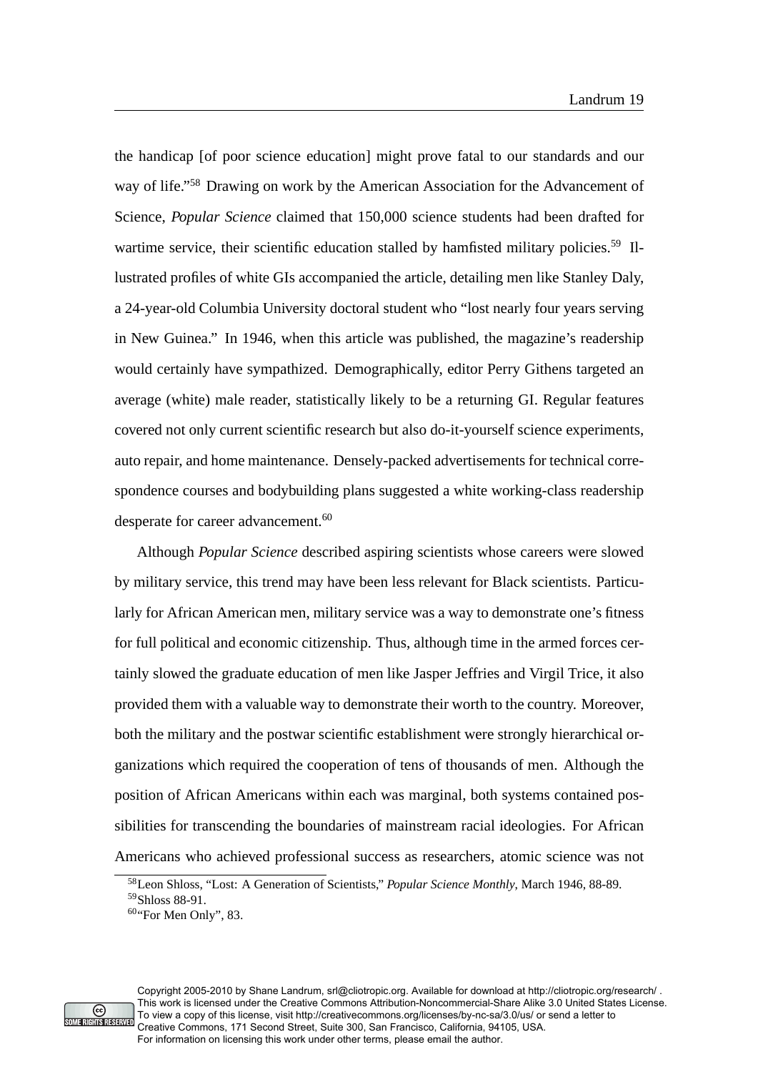the handicap [of poor science education] might prove fatal to our standards and our way of life."[58] Drawing on work by the American Association for the Advancement of Science, *Popular Science* claimed that 150,000 science students had been drafted for wartime service, their scientific education stalled by hamfisted military policies.[59] Illustrated profiles of white GIs accompanied the article, detailing men like Stanley Daly, a 24-year-old Columbia University doctoral student who "lost nearly four years serving in New Guinea." In 1946, when this article was published, the magazine's readership would certainly have sympathized. Demographically, editor Perry Githens targeted an average (white) male reader, statistically likely to be a returning GI. Regular features covered not only current scientific research but also do-it-yourself science experiments, auto repair, and home maintenance. Densely-packed advertisements for technical correspondence courses and bodybuilding plans suggested a white working-class readership desperate for career advancement.[60]

Although *Popular Science* described aspiring scientists whose careers were slowed by military service, this trend may have been less relevant for Black scientists. Particularly for African American men, military service was a way to demonstrate one's fitness for full political and economic citizenship. Thus, although time in the armed forces certainly slowed the graduate education of men like Jasper Jeffries and Virgil Trice, it also provided them with a valuable way to demonstrate their worth to the country. Moreover, both the military and the postwar scientific establishment were strongly hierarchical organizations which required the cooperation of tens of thousands of men. Although the position of African Americans within each was marginal, both systems contained possibilities for transcending the boundaries of mainstream racial ideologies. For African Americans who achieved professional success as researchers, atomic science was not

---

[58] Leon Shloss, "Lost: A Generation of Scientists," *Popular Science Monthly*, March 1946, 88-89.

[59] Shloss 88-91.

[60] "For Men Only", 83.

Copyright 2005-2010 by Shane Landrum, srl@cliotropic.org. Available for download at http://cliotropic.org/research/ . This work is licensed under the Creative Commons Attribution-Noncommercial-Share Alike 3.0 United States License. To view a copy of this license, visit http://creativecommons.org/licenses/by-nc-sa/3.0/us/ or send a letter to Creative Commons, 171 Second Street, Suite 300, San Francisco, California, 94105, USA. For information on licensing this work under other terms, please email the author.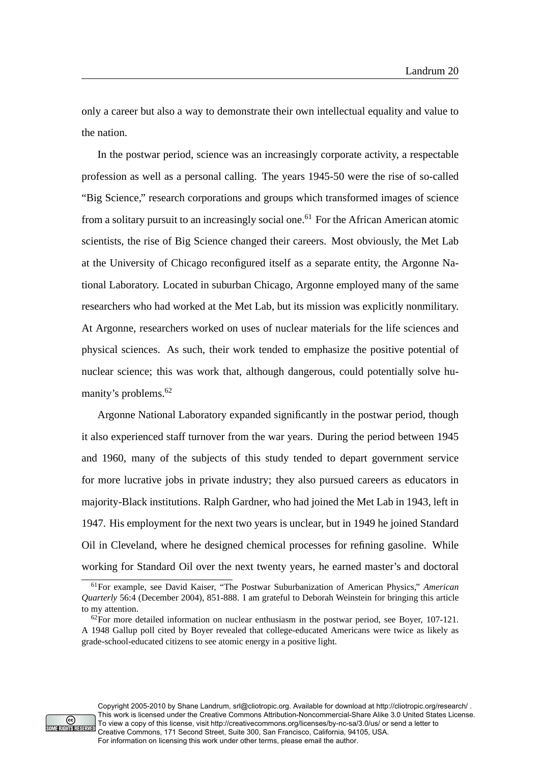only a career but also a way to demonstrate their own intellectual equality and value to the nation.

In the postwar period, science was an increasingly corporate activity, a respectable profession as well as a personal calling. The years 1945-50 were the rise of so-called "Big Science," research corporations and groups which transformed images of science from a solitary pursuit to an increasingly social one.[61] For the African American atomic scientists, the rise of Big Science changed their careers. Most obviously, the Met Lab at the University of Chicago reconfigured itself as a separate entity, the Argonne National Laboratory. Located in suburban Chicago, Argonne employed many of the same researchers who had worked at the Met Lab, but its mission was explicitly nonmilitary. At Argonne, researchers worked on uses of nuclear materials for the life sciences and physical sciences. As such, their work tended to emphasize the positive potential of nuclear science; this was work that, although dangerous, could potentially solve humanity's problems.[62]

Argonne National Laboratory expanded significantly in the postwar period, though it also experienced staff turnover from the war years. During the period between 1945 and 1960, many of the subjects of this study tended to depart government service for more lucrative jobs in private industry; they also pursued careers as educators in majority-Black institutions. Ralph Gardner, who had joined the Met Lab in 1943, left in 1947. His employment for the next two years is unclear, but in 1949 he joined Standard Oil in Cleveland, where he designed chemical processes for refining gasoline. While working for Standard Oil over the next twenty years, he earned master's and doctoral

[61] For example, see David Kaiser, "The Postwar Suburbanization of American Physics," *American Quarterly* 56:4 (December 2004), 851-888. I am grateful to Deborah Weinstein for bringing this article to my attention.

[62] For more detailed information on nuclear enthusiasm in the postwar period, see Boyer, 107-121. A 1948 Gallup poll cited by Boyer revealed that college-educated Americans were twice as likely as grade-school-educated citizens to see atomic energy in a positive light.

Copyright 2005-2010 by Shane Landrum, srl@cliotropic.org. Available for download at http://cliotropic.org/research/ . This work is licensed under the Creative Commons Attribution-Noncommercial-Share Alike 3.0 United States License. To view a copy of this license, visit http://creativecommons.org/licenses/by-nc-sa/3.0/us/ or send a letter to Creative Commons, 171 Second Street, Suite 300, San Francisco, California, 94105, USA. For information on licensing this work under other terms, please email the author.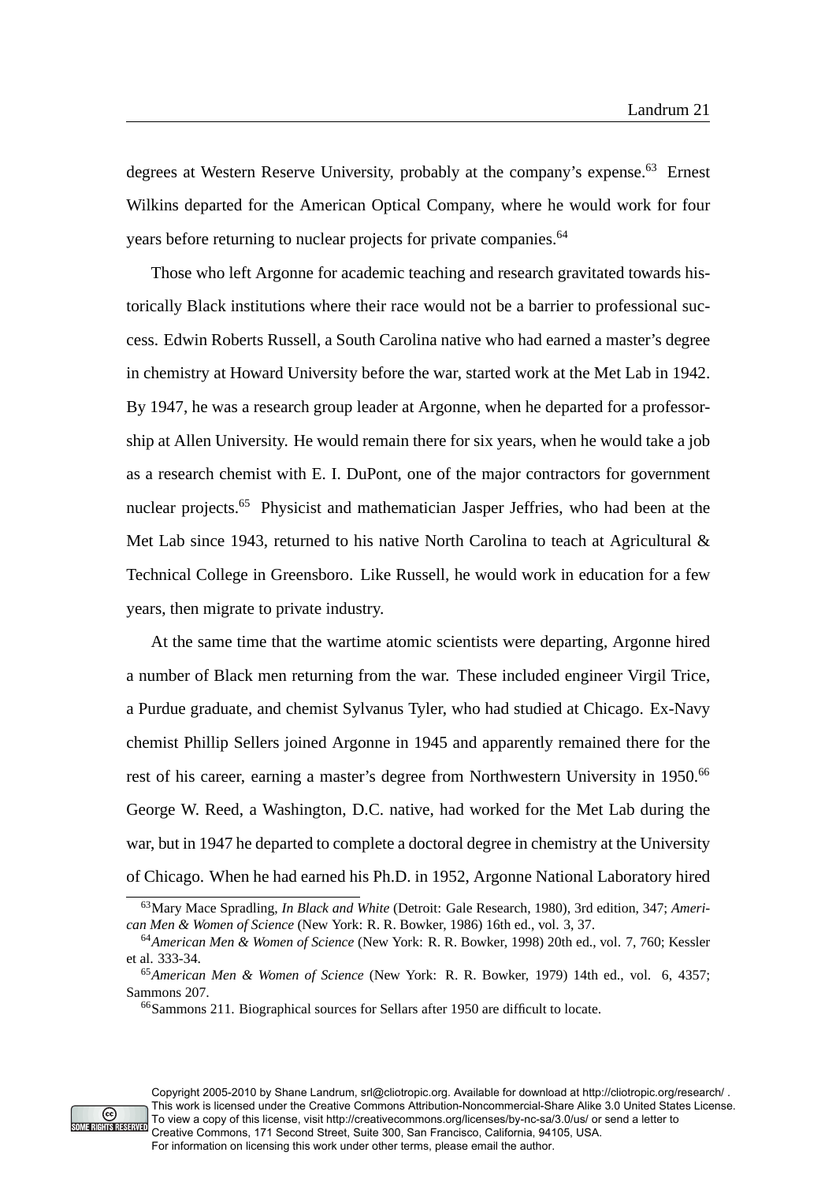degrees at Western Reserve University, probably at the company's expense.[63] Ernest Wilkins departed for the American Optical Company, where he would work for four years before returning to nuclear projects for private companies.[64]

Those who left Argonne for academic teaching and research gravitated towards historically Black institutions where their race would not be a barrier to professional success. Edwin Roberts Russell, a South Carolina native who had earned a master's degree in chemistry at Howard University before the war, started work at the Met Lab in 1942. By 1947, he was a research group leader at Argonne, when he departed for a professorship at Allen University. He would remain there for six years, when he would take a job as a research chemist with E. I. DuPont, one of the major contractors for government nuclear projects.[65] Physicist and mathematician Jasper Jeffries, who had been at the Met Lab since 1943, returned to his native North Carolina to teach at Agricultural & Technical College in Greensboro. Like Russell, he would work in education for a few years, then migrate to private industry.

At the same time that the wartime atomic scientists were departing, Argonne hired a number of Black men returning from the war. These included engineer Virgil Trice, a Purdue graduate, and chemist Sylvanus Tyler, who had studied at Chicago. Ex-Navy chemist Phillip Sellers joined Argonne in 1945 and apparently remained there for the rest of his career, earning a master's degree from Northwestern University in 1950.[66] George W. Reed, a Washington, D.C. native, had worked for the Met Lab during the war, but in 1947 he departed to complete a doctoral degree in chemistry at the University of Chicago. When he had earned his Ph.D. in 1952, Argonne National Laboratory hired

---

[63] Mary Mace Spradling, *In Black and White* (Detroit: Gale Research, 1980), 3rd edition, 347; *American Men & Women of Science* (New York: R. R. Bowker, 1986) 16th ed., vol. 3, 37.

[64] *American Men & Women of Science* (New York: R. R. Bowker, 1998) 20th ed., vol. 7, 760; Kessler et al. 333-34.

[65] *American Men & Women of Science* (New York: R. R. Bowker, 1979) 14th ed., vol. 6, 4357; Sammons 207.

[66] Sammons 211. Biographical sources for Sellers after 1950 are difficult to locate.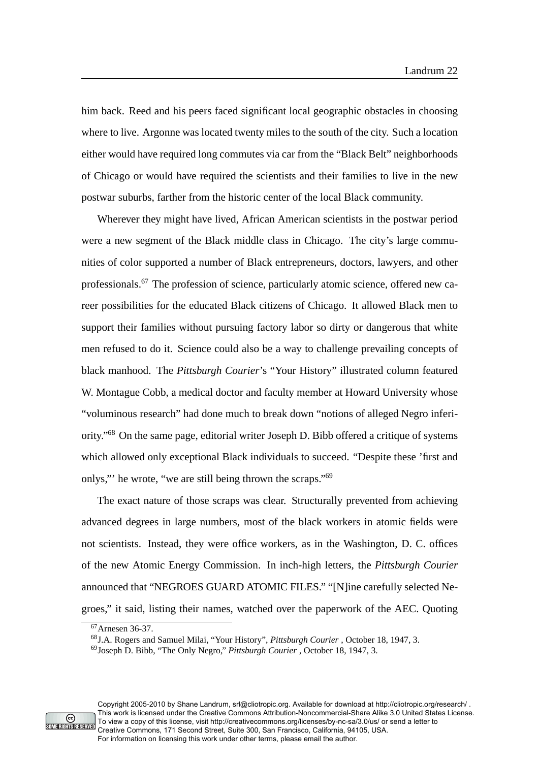him back. Reed and his peers faced significant local geographic obstacles in choosing where to live. Argonne was located twenty miles to the south of the city. Such a location either would have required long commutes via car from the "Black Belt" neighborhoods of Chicago or would have required the scientists and their families to live in the new postwar suburbs, farther from the historic center of the local Black community.

Wherever they might have lived, African American scientists in the postwar period were a new segment of the Black middle class in Chicago. The city's large communities of color supported a number of Black entrepreneurs, doctors, lawyers, and other professionals.[67] The profession of science, particularly atomic science, offered new career possibilities for the educated Black citizens of Chicago. It allowed Black men to support their families without pursuing factory labor so dirty or dangerous that white men refused to do it. Science could also be a way to challenge prevailing concepts of black manhood. The *Pittsburgh Courier*'s "Your History" illustrated column featured W. Montague Cobb, a medical doctor and faculty member at Howard University whose "voluminous research" had done much to break down "notions of alleged Negro inferiority."[68] On the same page, editorial writer Joseph D. Bibb offered a critique of systems which allowed only exceptional Black individuals to succeed. "Despite these 'first and onlys,"' he wrote, "we are still being thrown the scraps."[69]

The exact nature of those scraps was clear. Structurally prevented from achieving advanced degrees in large numbers, most of the black workers in atomic fields were not scientists. Instead, they were office workers, as in the Washington, D. C. offices of the new Atomic Energy Commission. In inch-high letters, the *Pittsburgh Courier* announced that "NEGROES GUARD ATOMIC FILES." "[N]ine carefully selected Negroes," it said, listing their names, watched over the paperwork of the AEC. Quoting

---

[67] Arnesen 36-37.

[68] J.A. Rogers and Samuel Milai, "Your History", *Pittsburgh Courier* , October 18, 1947, 3.

[69] Joseph D. Bibb, "The Only Negro," *Pittsburgh Courier* , October 18, 1947, 3.

Copyright 2005-2010 by Shane Landrum, srl@cliotropic.org. Available for download at http://cliotropic.org/research/ . This work is licensed under the Creative Commons Attribution-Noncommercial-Share Alike 3.0 United States License. To view a copy of this license, visit http://creativecommons.org/licenses/by-nc-sa/3.0/us/ or send a letter to Creative Commons, 171 Second Street, Suite 300, San Francisco, California, 94105, USA. For information on licensing this work under other terms, please email the author.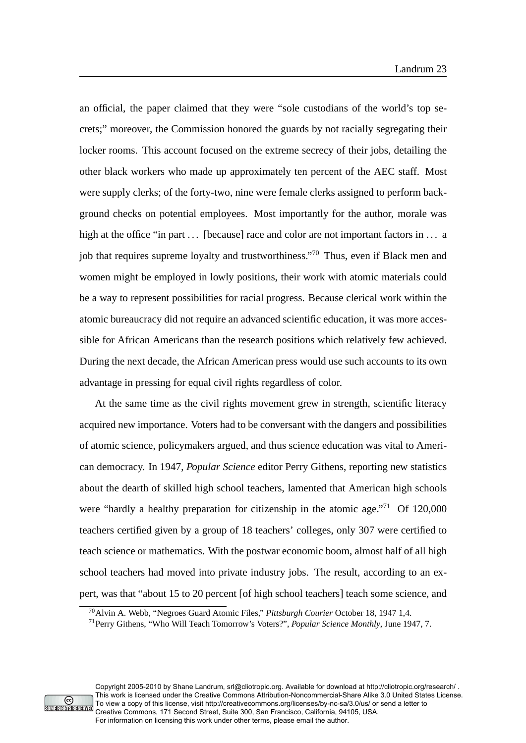an official, the paper claimed that they were "sole custodians of the world's top secrets;" moreover, the Commission honored the guards by not racially segregating their locker rooms. This account focused on the extreme secrecy of their jobs, detailing the other black workers who made up approximately ten percent of the AEC staff. Most were supply clerks; of the forty-two, nine were female clerks assigned to perform background checks on potential employees. Most importantly for the author, morale was high at the office "in part . . . [because] race and color are not important factors in . . . a job that requires supreme loyalty and trustworthiness."[70] Thus, even if Black men and women might be employed in lowly positions, their work with atomic materials could be a way to represent possibilities for racial progress. Because clerical work within the atomic bureaucracy did not require an advanced scientific education, it was more accessible for African Americans than the research positions which relatively few achieved. During the next decade, the African American press would use such accounts to its own advantage in pressing for equal civil rights regardless of color.

At the same time as the civil rights movement grew in strength, scientific literacy acquired new importance. Voters had to be conversant with the dangers and possibilities of atomic science, policymakers argued, and thus science education was vital to American democracy. In 1947, *Popular Science* editor Perry Githens, reporting new statistics about the dearth of skilled high school teachers, lamented that American high schools were "hardly a healthy preparation for citizenship in the atomic age."[71] Of 120,000 teachers certified given by a group of 18 teachers' colleges, only 307 were certified to teach science or mathematics. With the postwar economic boom, almost half of all high school teachers had moved into private industry jobs. The result, according to an expert, was that "about 15 to 20 percent [of high school teachers] teach some science, and

[70] Alvin A. Webb, "Negroes Guard Atomic Files," *Pittsburgh Courier* October 18, 1947 1,4.

[71] Perry Githens, "Who Will Teach Tomorrow's Voters?", *Popular Science Monthly*, June 1947, 7.

Copyright 2005-2010 by Shane Landrum, srl@cliotropic.org. Available for download at http://cliotropic.org/research/ . This work is licensed under the Creative Commons Attribution-Noncommercial-Share Alike 3.0 United States License. To view a copy of this license, visit http://creativecommons.org/licenses/by-nc-sa/3.0/us/ or send a letter to Creative Commons, 171 Second Street, Suite 300, San Francisco, California, 94105, USA. For information on licensing this work under other terms, please email the author.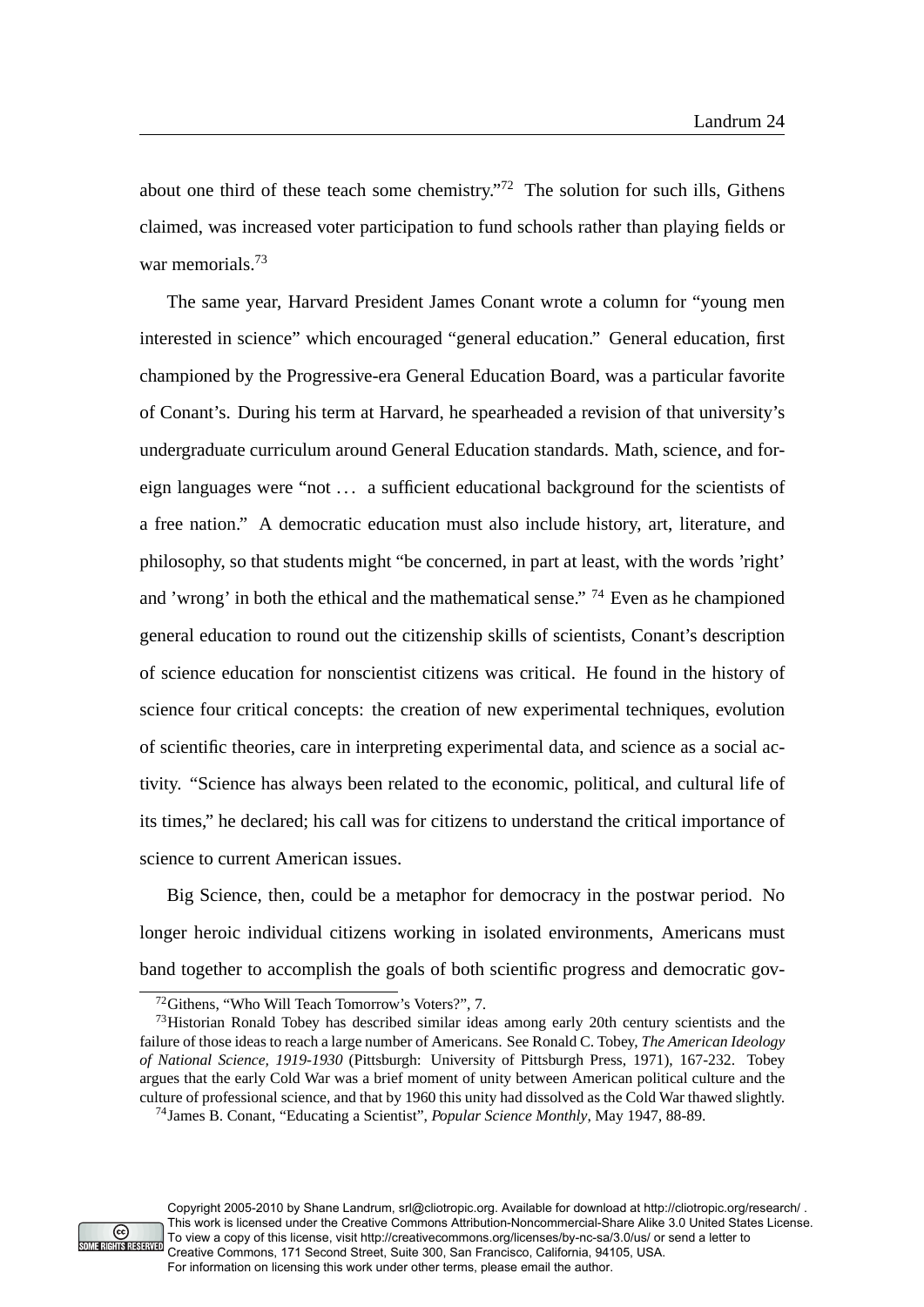about one third of these teach some chemistry."[72] The solution for such ills, Githens claimed, was increased voter participation to fund schools rather than playing fields or war memorials.[73]

The same year, Harvard President James Conant wrote a column for "young men interested in science" which encouraged "general education." General education, first championed by the Progressive-era General Education Board, was a particular favorite of Conant's. During his term at Harvard, he spearheaded a revision of that university's undergraduate curriculum around General Education standards. Math, science, and foreign languages were "not ... a sufficient educational background for the scientists of a free nation." A democratic education must also include history, art, literature, and philosophy, so that students might "be concerned, in part at least, with the words 'right' and 'wrong' in both the ethical and the mathematical sense." [74] Even as he championed general education to round out the citizenship skills of scientists, Conant's description of science education for nonscientist citizens was critical. He found in the history of science four critical concepts: the creation of new experimental techniques, evolution of scientific theories, care in interpreting experimental data, and science as a social activity. "Science has always been related to the economic, political, and cultural life of its times," he declared; his call was for citizens to understand the critical importance of science to current American issues.

Big Science, then, could be a metaphor for democracy in the postwar period. No longer heroic individual citizens working in isolated environments, Americans must band together to accomplish the goals of both scientific progress and democratic gov-

---

[72] Githens, "Who Will Teach Tomorrow's Voters?", 7.

[73] Historian Ronald Tobey has described similar ideas among early 20th century scientists and the failure of those ideas to reach a large number of Americans. See Ronald C. Tobey, *The American Ideology of National Science, 1919-1930* (Pittsburgh: University of Pittsburgh Press, 1971), 167-232. Tobey argues that the early Cold War was a brief moment of unity between American political culture and the culture of professional science, and that by 1960 this unity had dissolved as the Cold War thawed slightly.

[74] James B. Conant, "Educating a Scientist", *Popular Science Monthly*, May 1947, 88-89.

Copyright 2005-2010 by Shane Landrum, srl@cliotropic.org. Available for download at http://cliotropic.org/research/ . This work is licensed under the Creative Commons Attribution-Noncommercial-Share Alike 3.0 United States License. To view a copy of this license, visit http://creativecommons.org/licenses/by-nc-sa/3.0/us/ or send a letter to Creative Commons, 171 Second Street, Suite 300, San Francisco, California, 94105, USA. For information on licensing this work under other terms, please email the author.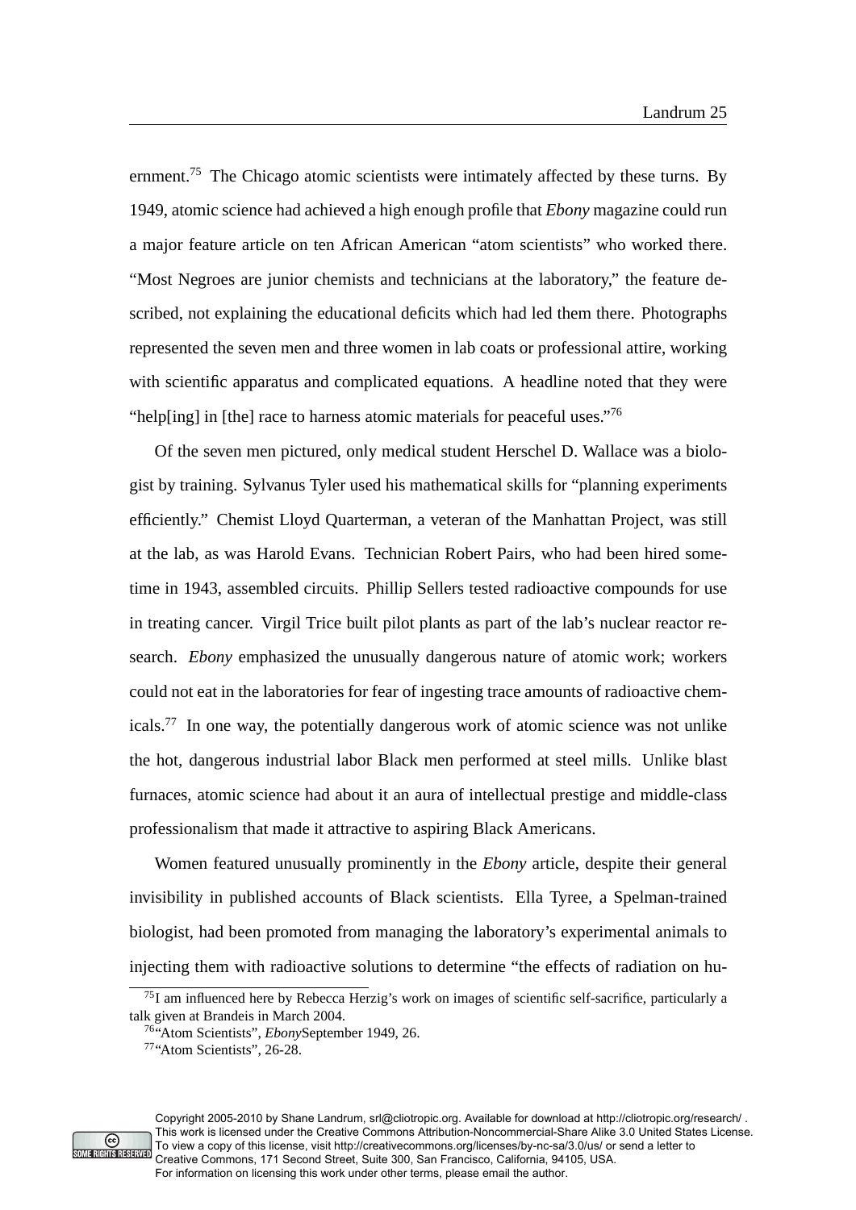ernment.[75] The Chicago atomic scientists were intimately affected by these turns. By 1949, atomic science had achieved a high enough profile that *Ebony* magazine could run a major feature article on ten African American "atom scientists" who worked there. "Most Negroes are junior chemists and technicians at the laboratory," the feature described, not explaining the educational deficits which had led them there. Photographs represented the seven men and three women in lab coats or professional attire, working with scientific apparatus and complicated equations. A headline noted that they were "help[ing] in [the] race to harness atomic materials for peaceful uses."[76]

Of the seven men pictured, only medical student Herschel D. Wallace was a biologist by training. Sylvanus Tyler used his mathematical skills for "planning experiments efficiently." Chemist Lloyd Quarterman, a veteran of the Manhattan Project, was still at the lab, as was Harold Evans. Technician Robert Pairs, who had been hired sometime in 1943, assembled circuits. Phillip Sellers tested radioactive compounds for use in treating cancer. Virgil Trice built pilot plants as part of the lab's nuclear reactor research. *Ebony* emphasized the unusually dangerous nature of atomic work; workers could not eat in the laboratories for fear of ingesting trace amounts of radioactive chemicals.[77] In one way, the potentially dangerous work of atomic science was not unlike the hot, dangerous industrial labor Black men performed at steel mills. Unlike blast furnaces, atomic science had about it an aura of intellectual prestige and middle-class professionalism that made it attractive to aspiring Black Americans.

Women featured unusually prominently in the *Ebony* article, despite their general invisibility in published accounts of Black scientists. Ella Tyree, a Spelman-trained biologist, had been promoted from managing the laboratory's experimental animals to injecting them with radioactive solutions to determine "the effects of radiation on hu-

[75] I am influenced here by Rebecca Herzig's work on images of scientific self-sacrifice, particularly a talk given at Brandeis in March 2004.

[76] "Atom Scientists", *Ebony*September 1949, 26.

[77] "Atom Scientists", 26-28.

Copyright 2005-2010 by Shane Landrum, srl@cliotropic.org. Available for download at http://cliotropic.org/research/ . This work is licensed under the Creative Commons Attribution-Noncommercial-Share Alike 3.0 United States License. To view a copy of this license, visit http://creativecommons.org/licenses/by-nc-sa/3.0/us/ or send a letter to Creative Commons, 171 Second Street, Suite 300, San Francisco, California, 94105, USA. For information on licensing this work under other terms, please email the author.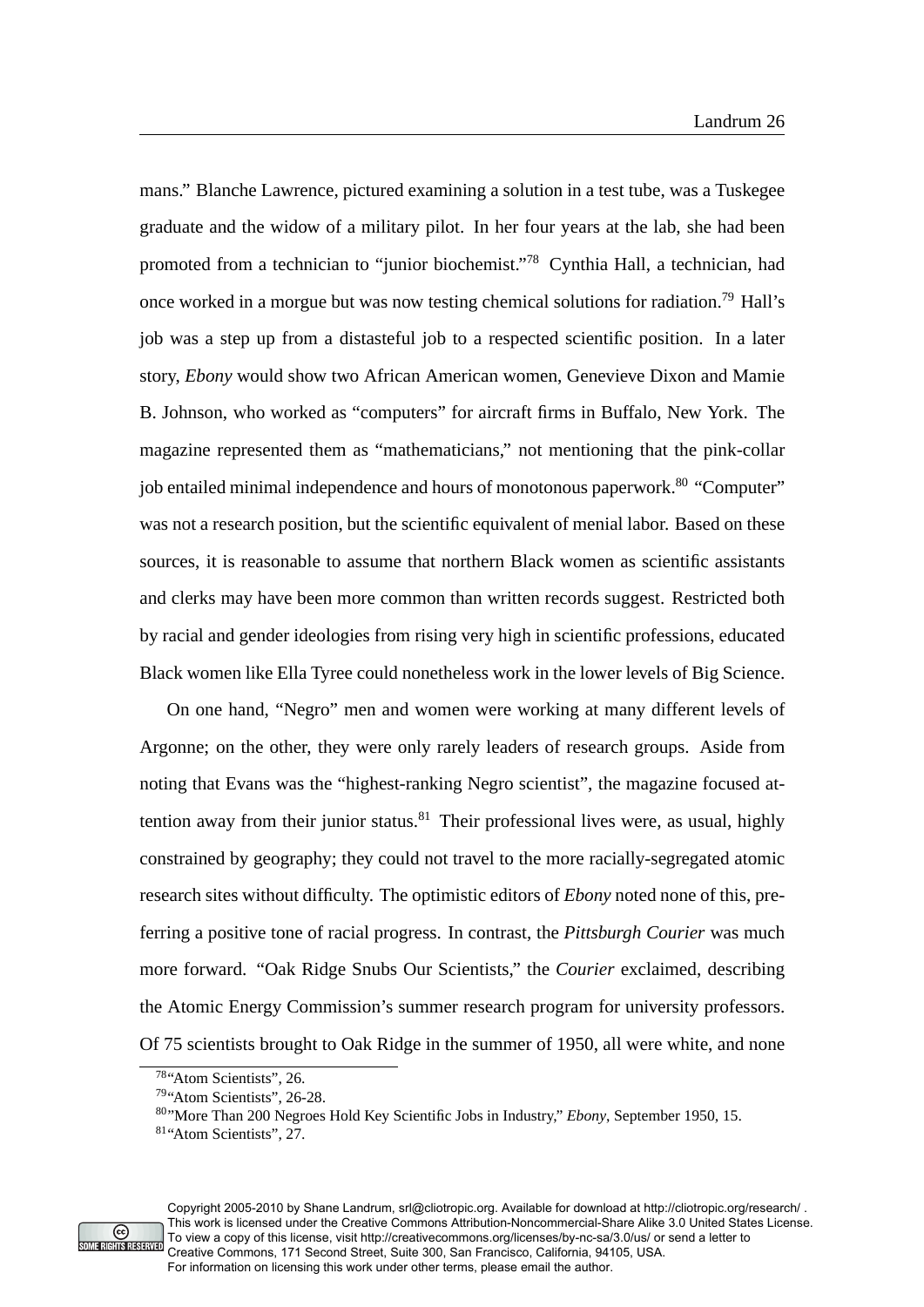mans." Blanche Lawrence, pictured examining a solution in a test tube, was a Tuskegee graduate and the widow of a military pilot. In her four years at the lab, she had been promoted from a technician to "junior biochemist."[78] Cynthia Hall, a technician, had once worked in a morgue but was now testing chemical solutions for radiation.[79] Hall's job was a step up from a distasteful job to a respected scientific position. In a later story, *Ebony* would show two African American women, Genevieve Dixon and Mamie B. Johnson, who worked as "computers" for aircraft firms in Buffalo, New York. The magazine represented them as "mathematicians," not mentioning that the pink-collar job entailed minimal independence and hours of monotonous paperwork.[80] "Computer" was not a research position, but the scientific equivalent of menial labor. Based on these sources, it is reasonable to assume that northern Black women as scientific assistants and clerks may have been more common than written records suggest. Restricted both by racial and gender ideologies from rising very high in scientific professions, educated Black women like Ella Tyree could nonetheless work in the lower levels of Big Science.

On one hand, "Negro" men and women were working at many different levels of Argonne; on the other, they were only rarely leaders of research groups. Aside from noting that Evans was the "highest-ranking Negro scientist", the magazine focused attention away from their junior status.[81] Their professional lives were, as usual, highly constrained by geography; they could not travel to the more racially-segregated atomic research sites without difficulty. The optimistic editors of *Ebony* noted none of this, preferring a positive tone of racial progress. In contrast, the *Pittsburgh Courier* was much more forward. "Oak Ridge Snubs Our Scientists," the *Courier* exclaimed, describing the Atomic Energy Commission's summer research program for university professors. Of 75 scientists brought to Oak Ridge in the summer of 1950, all were white, and none

[78] "Atom Scientists", 26.

[79] "Atom Scientists", 26-28.

[80] "More Than 200 Negroes Hold Key Scientific Jobs in Industry," *Ebony*, September 1950, 15.

[81] "Atom Scientists", 27.

Copyright 2005-2010 by Shane Landrum, srl@cliotropic.org. Available for download at http://cliotropic.org/research/ . This work is licensed under the Creative Commons Attribution-Noncommercial-Share Alike 3.0 United States License. To view a copy of this license, visit http://creativecommons.org/licenses/by-nc-sa/3.0/us/ or send a letter to Creative Commons, 171 Second Street, Suite 300, San Francisco, California, 94105, USA. For information on licensing this work under other terms, please email the author.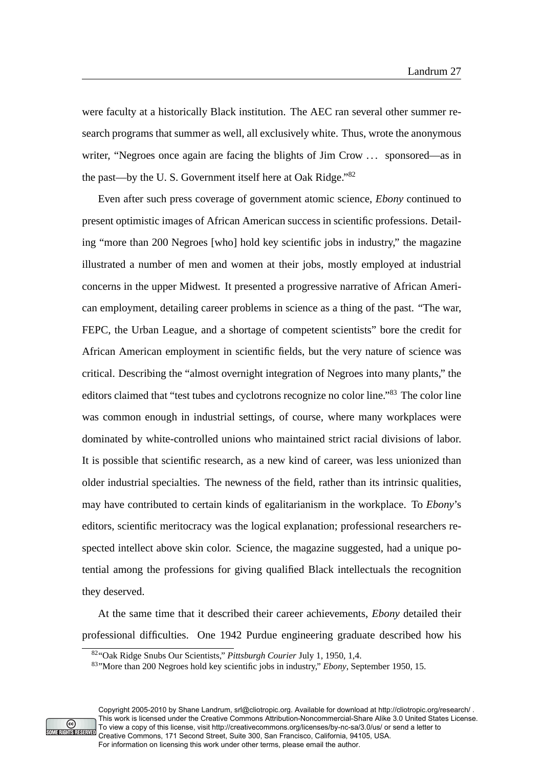were faculty at a historically Black institution. The AEC ran several other summer research programs that summer as well, all exclusively white. Thus, wrote the anonymous writer, "Negroes once again are facing the blights of Jim Crow ... sponsored—as in the past—by the U. S. Government itself here at Oak Ridge."[82]

Even after such press coverage of government atomic science, *Ebony* continued to present optimistic images of African American success in scientific professions. Detailing "more than 200 Negroes [who] hold key scientific jobs in industry," the magazine illustrated a number of men and women at their jobs, mostly employed at industrial concerns in the upper Midwest. It presented a progressive narrative of African American employment, detailing career problems in science as a thing of the past. "The war, FEPC, the Urban League, and a shortage of competent scientists" bore the credit for African American employment in scientific fields, but the very nature of science was critical. Describing the "almost overnight integration of Negroes into many plants," the editors claimed that "test tubes and cyclotrons recognize no color line."[83] The color line was common enough in industrial settings, of course, where many workplaces were dominated by white-controlled unions who maintained strict racial divisions of labor. It is possible that scientific research, as a new kind of career, was less unionized than older industrial specialties. The newness of the field, rather than its intrinsic qualities, may have contributed to certain kinds of egalitarianism in the workplace. To *Ebony*'s editors, scientific meritocracy was the logical explanation; professional researchers respected intellect above skin color. Science, the magazine suggested, had a unique potential among the professions for giving qualified Black intellectuals the recognition they deserved.

At the same time that it described their career achievements, *Ebony* detailed their professional difficulties. One 1942 Purdue engineering graduate described how his

[82] "Oak Ridge Snubs Our Scientists," *Pittsburgh Courier* July 1, 1950, 1,4.

[83] "More than 200 Negroes hold key scientific jobs in industry," *Ebony*, September 1950, 15.

Copyright 2005-2010 by Shane Landrum, srl@cliotropic.org. Available for download at http://cliotropic.org/research/ . This work is licensed under the Creative Commons Attribution-Noncommercial-Share Alike 3.0 United States License. To view a copy of this license, visit http://creativecommons.org/licenses/by-nc-sa/3.0/us/ or send a letter to Creative Commons, 171 Second Street, Suite 300, San Francisco, California, 94105, USA. For information on licensing this work under other terms, please email the author.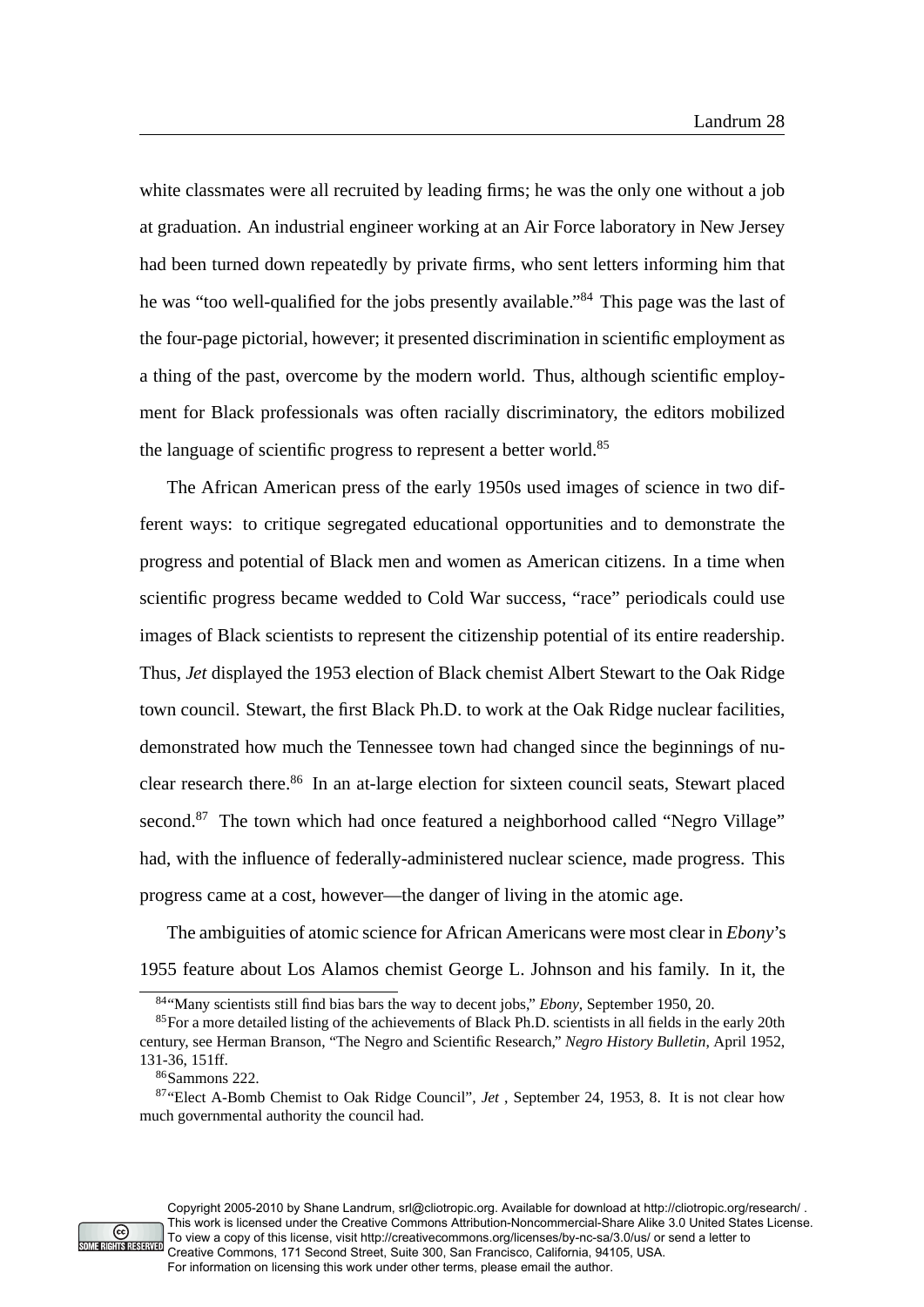white classmates were all recruited by leading firms; he was the only one without a job at graduation. An industrial engineer working at an Air Force laboratory in New Jersey had been turned down repeatedly by private firms, who sent letters informing him that he was "too well-qualified for the jobs presently available."[84] This page was the last of the four-page pictorial, however; it presented discrimination in scientific employment as a thing of the past, overcome by the modern world. Thus, although scientific employment for Black professionals was often racially discriminatory, the editors mobilized the language of scientific progress to represent a better world.[85]

The African American press of the early 1950s used images of science in two different ways: to critique segregated educational opportunities and to demonstrate the progress and potential of Black men and women as American citizens. In a time when scientific progress became wedded to Cold War success, "race" periodicals could use images of Black scientists to represent the citizenship potential of its entire readership. Thus, *Jet* displayed the 1953 election of Black chemist Albert Stewart to the Oak Ridge town council. Stewart, the first Black Ph.D. to work at the Oak Ridge nuclear facilities, demonstrated how much the Tennessee town had changed since the beginnings of nuclear research there.[86] In an at-large election for sixteen council seats, Stewart placed second.[87] The town which had once featured a neighborhood called "Negro Village" had, with the influence of federally-administered nuclear science, made progress. This progress came at a cost, however—the danger of living in the atomic age.

The ambiguities of atomic science for African Americans were most clear in *Ebony*'s 1955 feature about Los Alamos chemist George L. Johnson and his family. In it, the

---

[84] "Many scientists still find bias bars the way to decent jobs," *Ebony*, September 1950, 20.

[85] For a more detailed listing of the achievements of Black Ph.D. scientists in all fields in the early 20th century, see Herman Branson, "The Negro and Scientific Research," *Negro History Bulletin*, April 1952, 131-36, 151ff.

[86] Sammons 222.

[87] "Elect A-Bomb Chemist to Oak Ridge Council", *Jet* , September 24, 1953, 8. It is not clear how much governmental authority the council had.

Copyright 2005-2010 by Shane Landrum, srl@cliotropic.org. Available for download at http://cliotropic.org/research/ . This work is licensed under the Creative Commons Attribution-Noncommercial-Share Alike 3.0 United States License. To view a copy of this license, visit http://creativecommons.org/licenses/by-nc-sa/3.0/us/ or send a letter to Creative Commons, 171 Second Street, Suite 300, San Francisco, California, 94105, USA. For information on licensing this work under other terms, please email the author.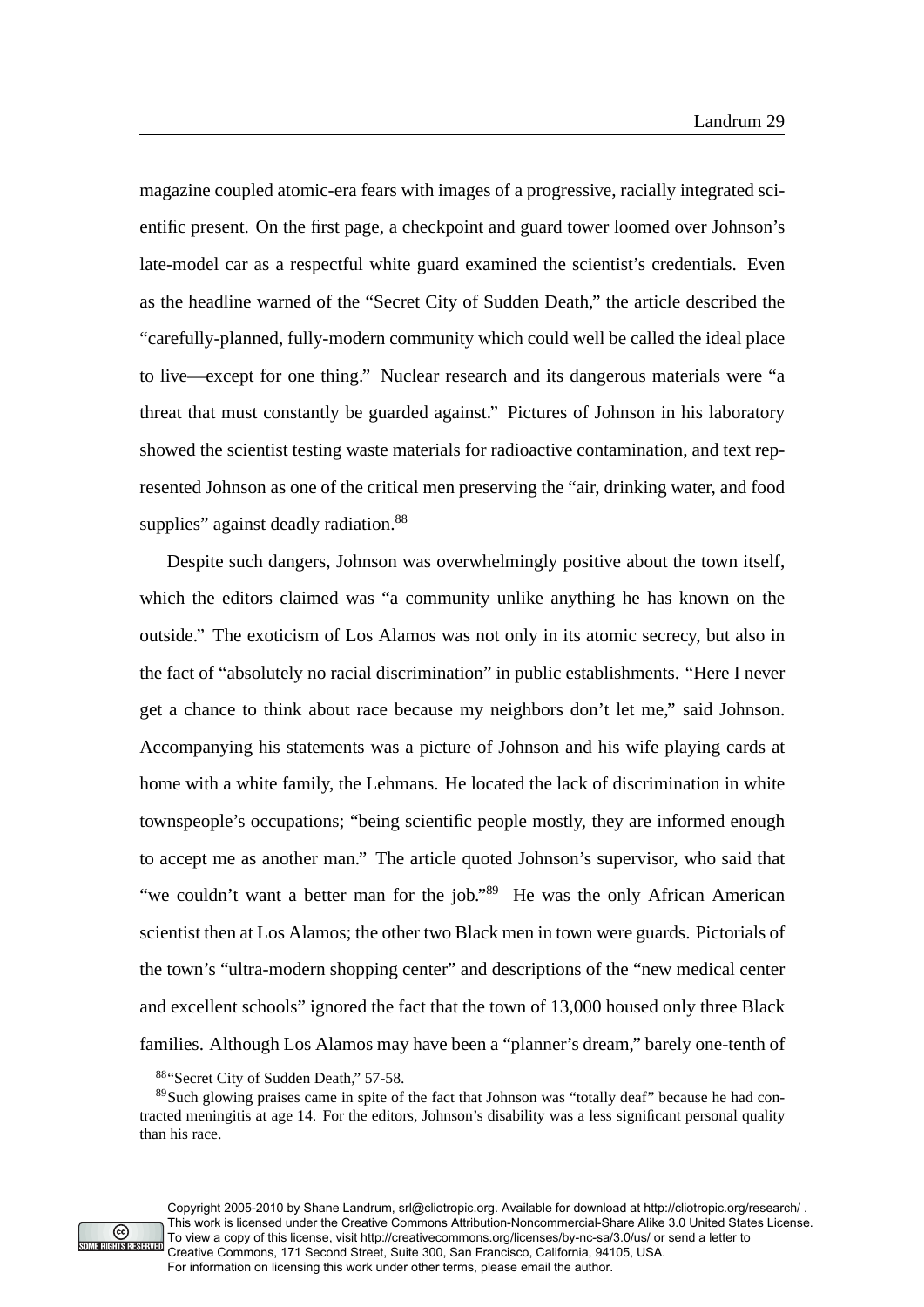magazine coupled atomic-era fears with images of a progressive, racially integrated scientific present. On the first page, a checkpoint and guard tower loomed over Johnson's late-model car as a respectful white guard examined the scientist's credentials. Even as the headline warned of the "Secret City of Sudden Death," the article described the "carefully-planned, fully-modern community which could well be called the ideal place to live—except for one thing." Nuclear research and its dangerous materials were "a threat that must constantly be guarded against." Pictures of Johnson in his laboratory showed the scientist testing waste materials for radioactive contamination, and text represented Johnson as one of the critical men preserving the "air, drinking water, and food supplies" against deadly radiation.[88]

Despite such dangers, Johnson was overwhelmingly positive about the town itself, which the editors claimed was "a community unlike anything he has known on the outside." The exoticism of Los Alamos was not only in its atomic secrecy, but also in the fact of "absolutely no racial discrimination" in public establishments. "Here I never get a chance to think about race because my neighbors don't let me," said Johnson. Accompanying his statements was a picture of Johnson and his wife playing cards at home with a white family, the Lehmans. He located the lack of discrimination in white townspeople's occupations; "being scientific people mostly, they are informed enough to accept me as another man." The article quoted Johnson's supervisor, who said that "we couldn't want a better man for the job."[89] He was the only African American scientist then at Los Alamos; the other two Black men in town were guards. Pictorials of the town's "ultra-modern shopping center" and descriptions of the "new medical center and excellent schools" ignored the fact that the town of 13,000 housed only three Black families. Although Los Alamos may have been a "planner's dream," barely one-tenth of

[88] "Secret City of Sudden Death," 57-58.

[89] Such glowing praises came in spite of the fact that Johnson was "totally deaf" because he had contracted meningitis at age 14. For the editors, Johnson's disability was a less significant personal quality than his race.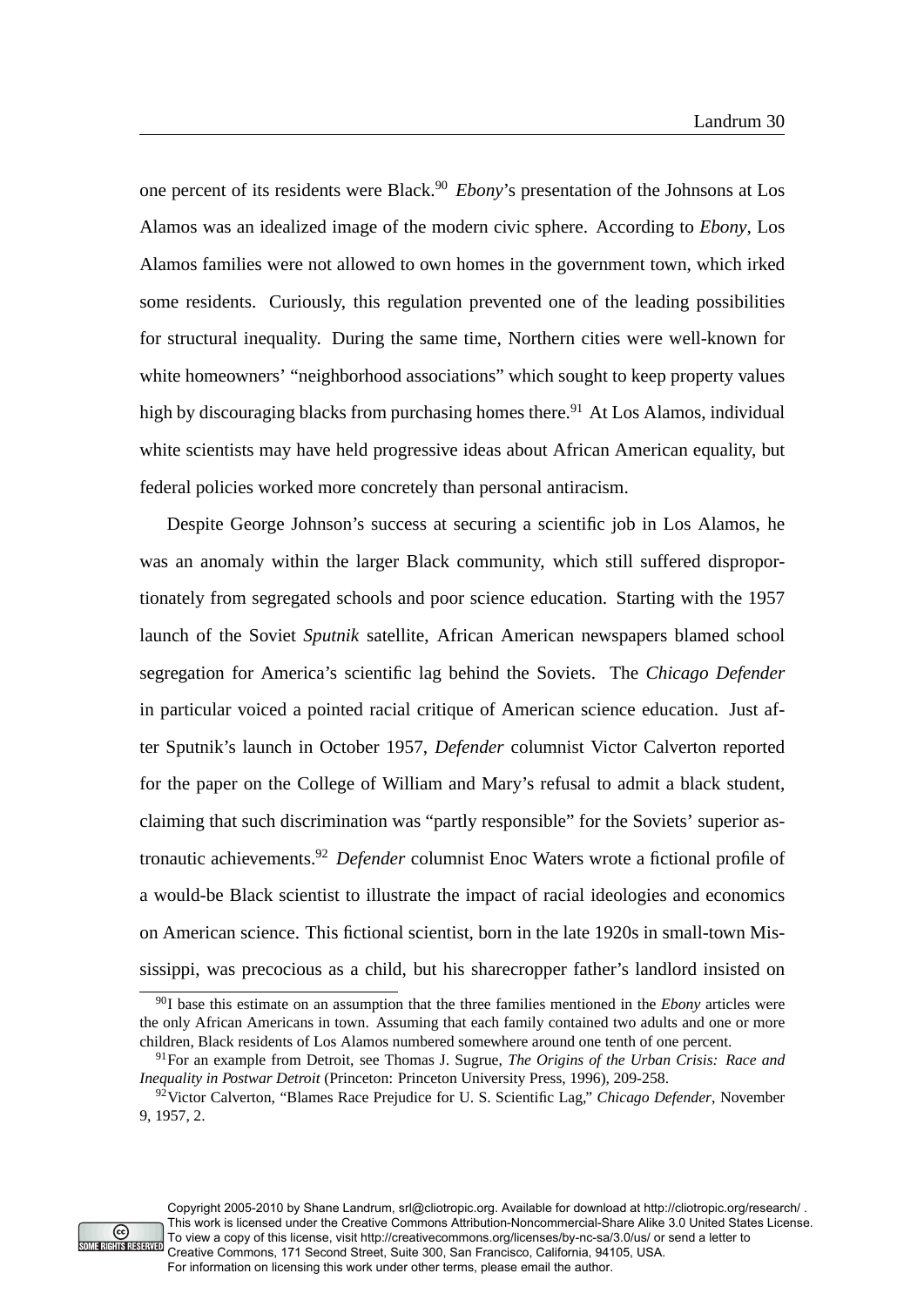one percent of its residents were Black.[90] *Ebony*'s presentation of the Johnsons at Los Alamos was an idealized image of the modern civic sphere. According to *Ebony*, Los Alamos families were not allowed to own homes in the government town, which irked some residents. Curiously, this regulation prevented one of the leading possibilities for structural inequality. During the same time, Northern cities were well-known for white homeowners' "neighborhood associations" which sought to keep property values high by discouraging blacks from purchasing homes there.[91] At Los Alamos, individual white scientists may have held progressive ideas about African American equality, but federal policies worked more concretely than personal antiracism.

Despite George Johnson's success at securing a scientific job in Los Alamos, he was an anomaly within the larger Black community, which still suffered disproportionately from segregated schools and poor science education. Starting with the 1957 launch of the Soviet *Sputnik* satellite, African American newspapers blamed school segregation for America's scientific lag behind the Soviets. The *Chicago Defender* in particular voiced a pointed racial critique of American science education. Just after Sputnik's launch in October 1957, *Defender* columnist Victor Calverton reported for the paper on the College of William and Mary's refusal to admit a black student, claiming that such discrimination was "partly responsible" for the Soviets' superior astronautic achievements.[92] *Defender* columnist Enoc Waters wrote a fictional profile of a would-be Black scientist to illustrate the impact of racial ideologies and economics on American science. This fictional scientist, born in the late 1920s in small-town Mississippi, was precocious as a child, but his sharecropper father's landlord insisted on

[90] I base this estimate on an assumption that the three families mentioned in the *Ebony* articles were the only African Americans in town. Assuming that each family contained two adults and one or more children, Black residents of Los Alamos numbered somewhere around one tenth of one percent.

[91] For an example from Detroit, see Thomas J. Sugrue, *The Origins of the Urban Crisis: Race and Inequality in Postwar Detroit* (Princeton: Princeton University Press, 1996), 209-258.

[92] Victor Calverton, "Blames Race Prejudice for U. S. Scientific Lag," *Chicago Defender*, November 9, 1957, 2.

Copyright 2005-2010 by Shane Landrum, srl@cliotropic.org. Available for download at http://cliotropic.org/research/ . This work is licensed under the Creative Commons Attribution-Noncommercial-Share Alike 3.0 United States License. To view a copy of this license, visit http://creativecommons.org/licenses/by-nc-sa/3.0/us/ or send a letter to Creative Commons, 171 Second Street, Suite 300, San Francisco, California, 94105, USA. For information on licensing this work under other terms, please email the author.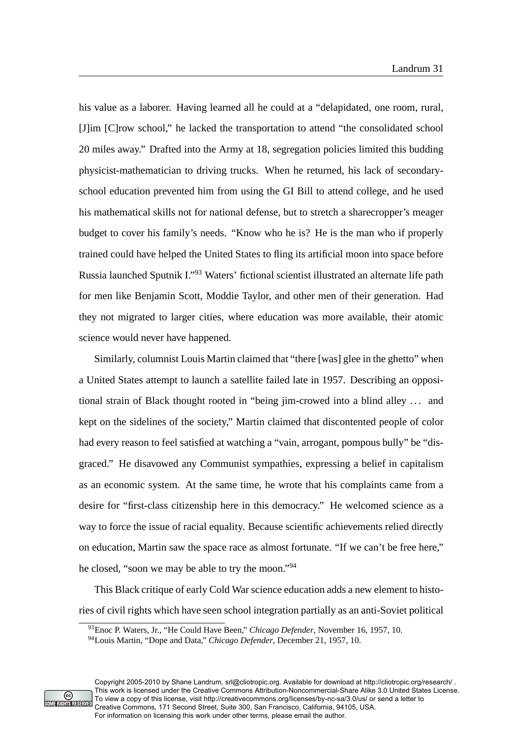his value as a laborer. Having learned all he could at a "delapidated, one room, rural, [J]im [C]row school," he lacked the transportation to attend "the consolidated school 20 miles away." Drafted into the Army at 18, segregation policies limited this budding physicist-mathematician to driving trucks. When he returned, his lack of secondary-school education prevented him from using the GI Bill to attend college, and he used his mathematical skills not for national defense, but to stretch a sharecropper's meager budget to cover his family's needs. "Know who he is? He is the man who if properly trained could have helped the United States to fling its artificial moon into space before Russia launched Sputnik I."[93] Waters' fictional scientist illustrated an alternate life path for men like Benjamin Scott, Moddie Taylor, and other men of their generation. Had they not migrated to larger cities, where education was more available, their atomic science would never have happened.

Similarly, columnist Louis Martin claimed that "there [was] glee in the ghetto" when a United States attempt to launch a satellite failed late in 1957. Describing an oppositional strain of Black thought rooted in "being jim-crowed into a blind alley . . . and kept on the sidelines of the society," Martin claimed that discontented people of color had every reason to feel satisfied at watching a "vain, arrogant, pompous bully" be "disgraced." He disavowed any Communist sympathies, expressing a belief in capitalism as an economic system. At the same time, he wrote that his complaints came from a desire for "first-class citizenship here in this democracy." He welcomed science as a way to force the issue of racial equality. Because scientific achievements relied directly on education, Martin saw the space race as almost fortunate. "If we can't be free here," he closed, "soon we may be able to try the moon."[94]

This Black critique of early Cold War science education adds a new element to histories of civil rights which have seen school integration partially as an anti-Soviet political

---

[93] Enoc P. Waters, Jr., "He Could Have Been," *Chicago Defender*, November 16, 1957, 10.

[94] Louis Martin, "Dope and Data," *Chicago Defender*, December 21, 1957, 10.

Copyright 2005-2010 by Shane Landrum, srl@cliotropic.org. Available for download at http://cliotropic.org/research/ . This work is licensed under the Creative Commons Attribution-Noncommercial-Share Alike 3.0 United States License. To view a copy of this license, visit http://creativecommons.org/licenses/by-nc-sa/3.0/us/ or send a letter to Creative Commons, 171 Second Street, Suite 300, San Francisco, California, 94105, USA. For information on licensing this work under other terms, please email the author.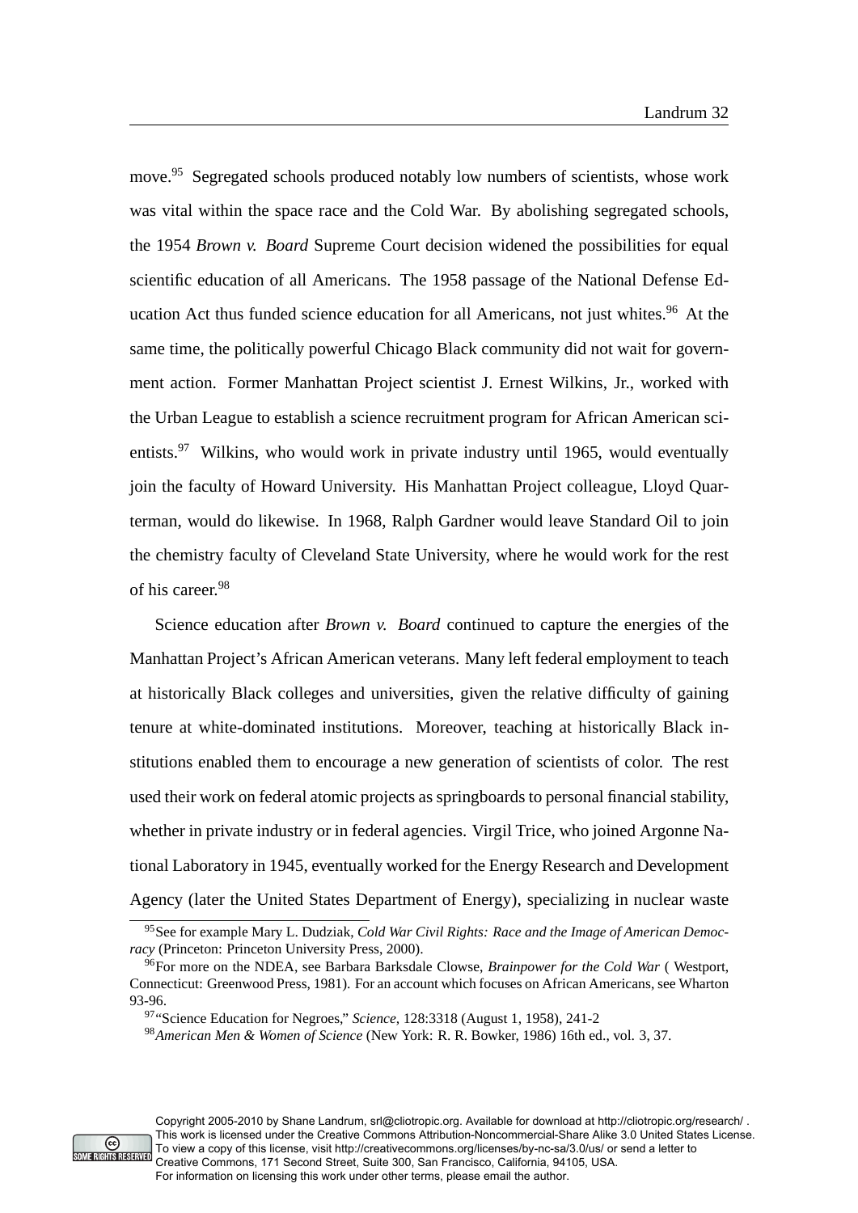move.[95] Segregated schools produced notably low numbers of scientists, whose work was vital within the space race and the Cold War. By abolishing segregated schools, the 1954 *Brown v. Board* Supreme Court decision widened the possibilities for equal scientific education of all Americans. The 1958 passage of the National Defense Education Act thus funded science education for all Americans, not just whites.[96] At the same time, the politically powerful Chicago Black community did not wait for government action. Former Manhattan Project scientist J. Ernest Wilkins, Jr., worked with the Urban League to establish a science recruitment program for African American scientists.[97] Wilkins, who would work in private industry until 1965, would eventually join the faculty of Howard University. His Manhattan Project colleague, Lloyd Quarterman, would do likewise. In 1968, Ralph Gardner would leave Standard Oil to join the chemistry faculty of Cleveland State University, where he would work for the rest of his career.[98]

Science education after *Brown v. Board* continued to capture the energies of the Manhattan Project's African American veterans. Many left federal employment to teach at historically Black colleges and universities, given the relative difficulty of gaining tenure at white-dominated institutions. Moreover, teaching at historically Black institutions enabled them to encourage a new generation of scientists of color. The rest used their work on federal atomic projects as springboards to personal financial stability, whether in private industry or in federal agencies. Virgil Trice, who joined Argonne National Laboratory in 1945, eventually worked for the Energy Research and Development Agency (later the United States Department of Energy), specializing in nuclear waste

---

[95] See for example Mary L. Dudziak, *Cold War Civil Rights: Race and the Image of American Democracy* (Princeton: Princeton University Press, 2000).

[96] For more on the NDEA, see Barbara Barksdale Clowse, *Brainpower for the Cold War* ( Westport, Connecticut: Greenwood Press, 1981). For an account which focuses on African Americans, see Wharton 93-96.

[97] "Science Education for Negroes," *Science*, 128:3318 (August 1, 1958), 241-2

[98] *American Men & Women of Science* (New York: R. R. Bowker, 1986) 16th ed., vol. 3, 37.

Copyright 2005-2010 by Shane Landrum, srl@cliotropic.org. Available for download at http://cliotropic.org/research/ . This work is licensed under the Creative Commons Attribution-Noncommercial-Share Alike 3.0 United States License. To view a copy of this license, visit http://creativecommons.org/licenses/by-nc-sa/3.0/us/ or send a letter to Creative Commons, 171 Second Street, Suite 300, San Francisco, California, 94105, USA. For information on licensing this work under other terms, please email the author.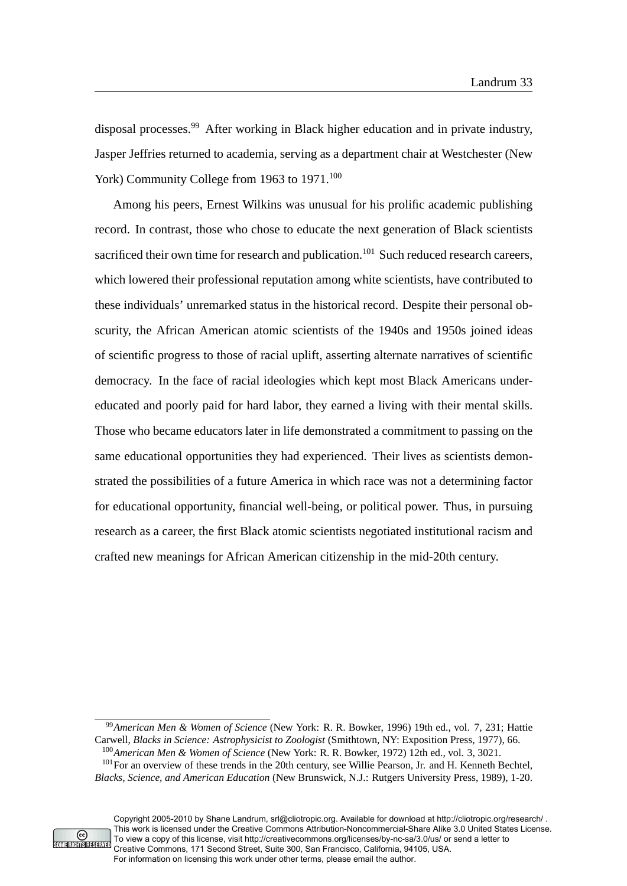disposal processes.[99] After working in Black higher education and in private industry, Jasper Jeffries returned to academia, serving as a department chair at Westchester (New York) Community College from 1963 to 1971.[100]

Among his peers, Ernest Wilkins was unusual for his prolific academic publishing record. In contrast, those who chose to educate the next generation of Black scientists sacrificed their own time for research and publication.[101] Such reduced research careers, which lowered their professional reputation among white scientists, have contributed to these individuals' unremarked status in the historical record. Despite their personal obscurity, the African American atomic scientists of the 1940s and 1950s joined ideas of scientific progress to those of racial uplift, asserting alternate narratives of scientific democracy. In the face of racial ideologies which kept most Black Americans undereducated and poorly paid for hard labor, they earned a living with their mental skills. Those who became educators later in life demonstrated a commitment to passing on the same educational opportunities they had experienced. Their lives as scientists demonstrated the possibilities of a future America in which race was not a determining factor for educational opportunity, financial well-being, or political power. Thus, in pursuing research as a career, the first Black atomic scientists negotiated institutional racism and crafted new meanings for African American citizenship in the mid-20th century.

---

[99] *American Men & Women of Science* (New York: R. R. Bowker, 1996) 19th ed., vol. 7, 231; Hattie Carwell, *Blacks in Science: Astrophysicist to Zoologist* (Smithtown, NY: Exposition Press, 1977), 66.

[100] *American Men & Women of Science* (New York: R. R. Bowker, 1972) 12th ed., vol. 3, 3021.

[101] For an overview of these trends in the 20th century, see Willie Pearson, Jr. and H. Kenneth Bechtel, *Blacks, Science, and American Education* (New Brunswick, N.J.: Rutgers University Press, 1989), 1-20.

Copyright 2005-2010 by Shane Landrum, srl@cliotropic.org. Available for download at http://cliotropic.org/research/ . This work is licensed under the Creative Commons Attribution-Noncommercial-Share Alike 3.0 United States License. To view a copy of this license, visit http://creativecommons.org/licenses/by-nc-sa/3.0/us/ or send a letter to Creative Commons, 171 Second Street, Suite 300, San Francisco, California, 94105, USA. For information on licensing this work under other terms, please email the author.